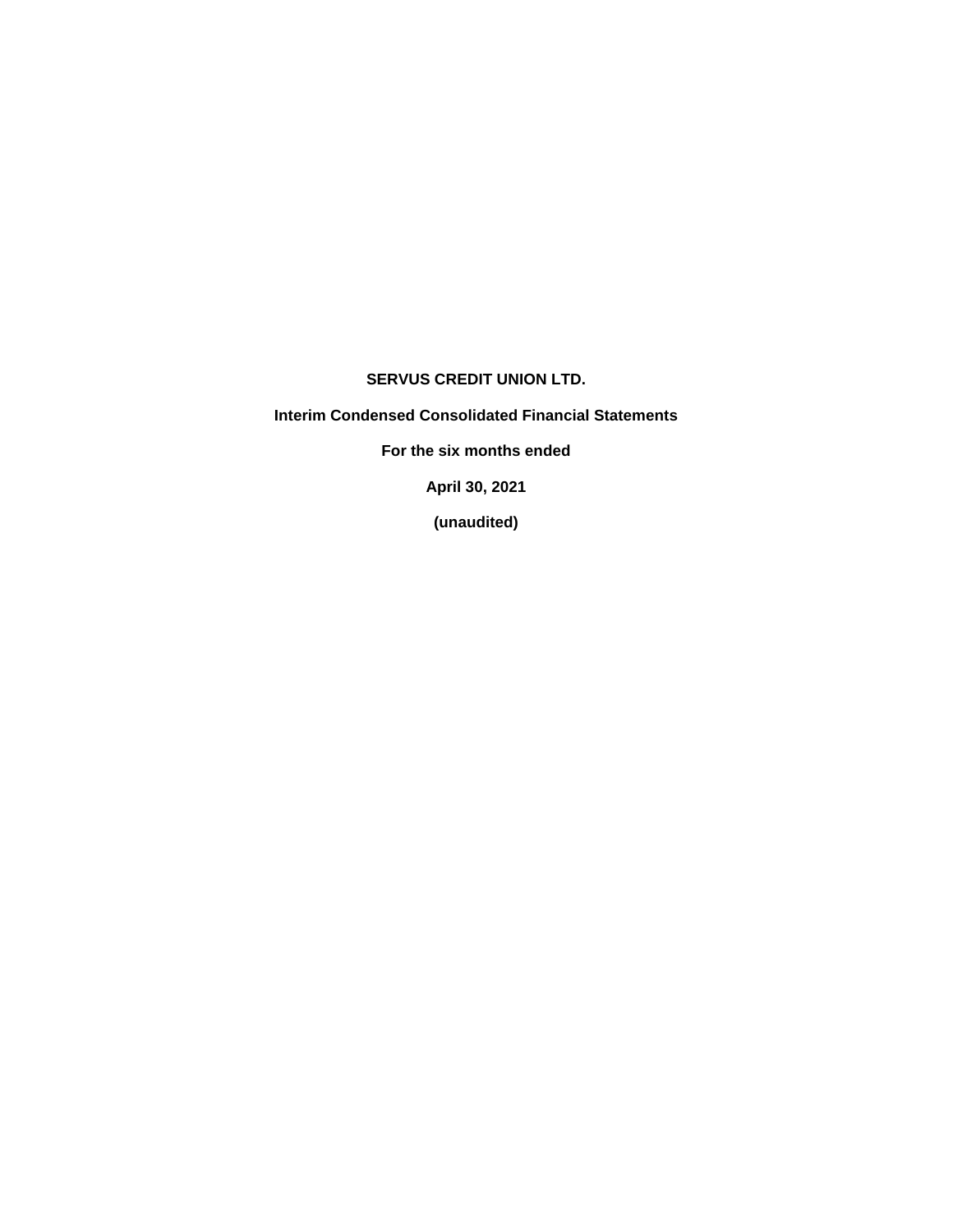**SERVUS CREDIT UNION LTD.**

**Interim Condensed Consolidated Financial Statements**

**For the six months ended**

**April 30, 2021**

**(unaudited)**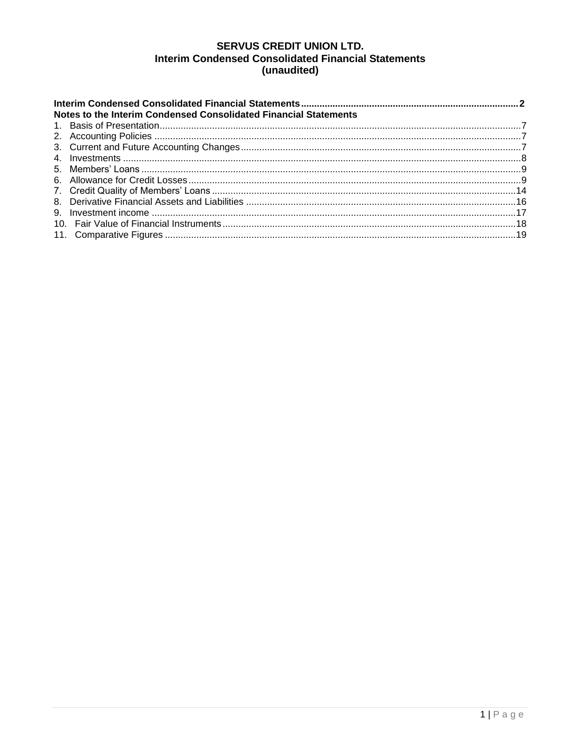# SERVUS CREDIT UNION LTD.
## Interim Condensed Consolidated Financial Statements
## (unaudited)

**Interim Condensed Consolidated Financial Statements .......... 2**

**Notes to the Interim Condensed Consolidated Financial Statements**

1. Basis of Presentation .......... 7
2. Accounting Policies .......... 7
3. Current and Future Accounting Changes .......... 7
4. Investments .......... 8
5. Members' Loans .......... 9
6. Allowance for Credit Losses .......... 9
7. Credit Quality of Members' Loans .......... 14
8. Derivative Financial Assets and Liabilities .......... 16
9. Investment income .......... 17
10. Fair Value of Financial Instruments .......... 18
11. Comparative Figures .......... 19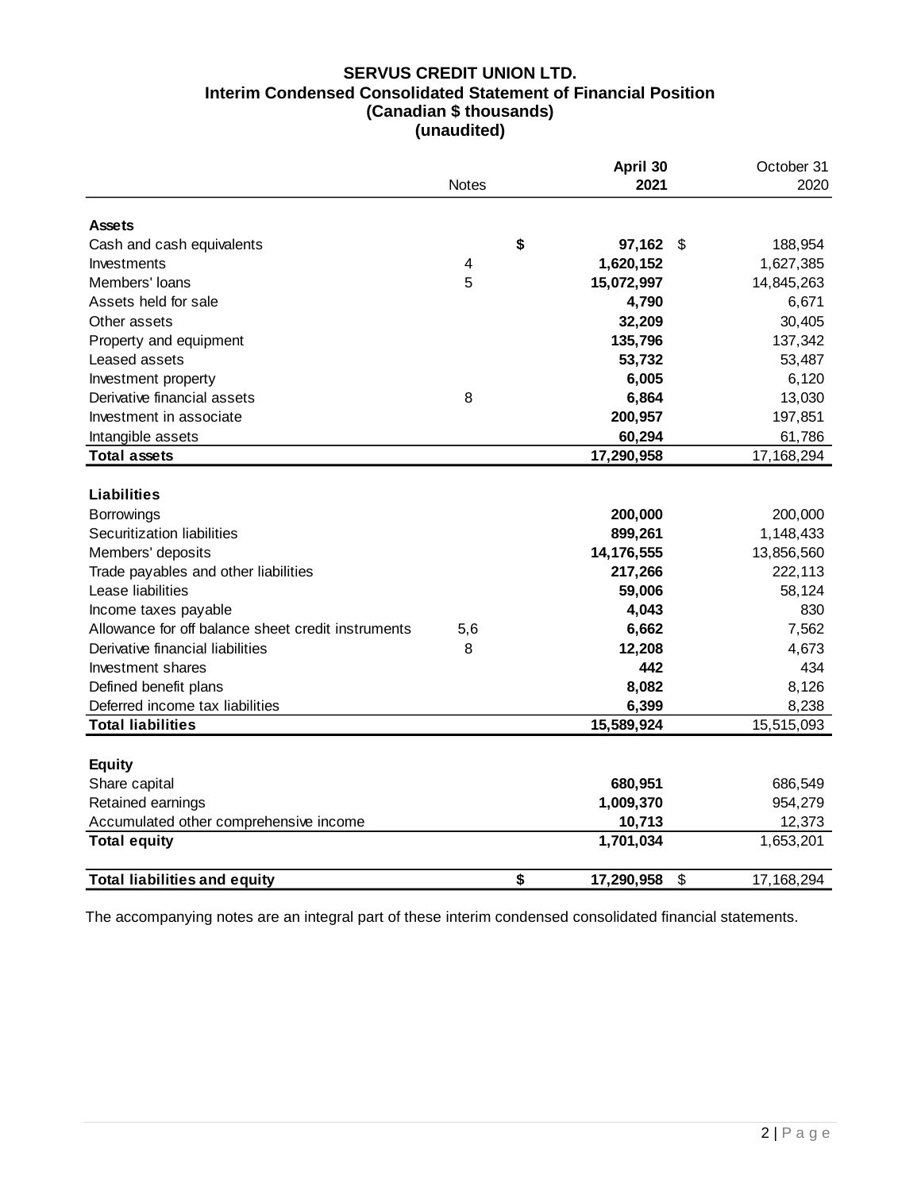# SERVUS CREDIT UNION LTD.
## Interim Condensed Consolidated Statement of Financial Position
### (Canadian $ thousands)
### (unaudited)

| | Notes | April 30 2021 | October 31 2020 |
|---|---|---|---|
| **Assets** | | | |
| Cash and cash equivalents | | **$ 97,162** | $ 188,954 |
| Investments | 4 | **1,620,152** | 1,627,385 |
| Members' loans | 5 | **15,072,997** | 14,845,263 |
| Assets held for sale | | **4,790** | 6,671 |
| Other assets | | **32,209** | 30,405 |
| Property and equipment | | **135,796** | 137,342 |
| Leased assets | | **53,732** | 53,487 |
| Investment property | | **6,005** | 6,120 |
| Derivative financial assets | 8 | **6,864** | 13,030 |
| Investment in associate | | **200,957** | 197,851 |
| Intangible assets | | **60,294** | 61,786 |
| **Total assets** | | **17,290,958** | 17,168,294 |
| **Liabilities** | | | |
| Borrowings | | **200,000** | 200,000 |
| Securitization liabilities | | **899,261** | 1,148,433 |
| Members' deposits | | **14,176,555** | 13,856,560 |
| Trade payables and other liabilities | | **217,266** | 222,113 |
| Lease liabilities | | **59,006** | 58,124 |
| Income taxes payable | | **4,043** | 830 |
| Allowance for off balance sheet credit instruments | 5,6 | **6,662** | 7,562 |
| Derivative financial liabilities | 8 | **12,208** | 4,673 |
| Investment shares | | **442** | 434 |
| Defined benefit plans | | **8,082** | 8,126 |
| Deferred income tax liabilities | | **6,399** | 8,238 |
| **Total liabilities** | | **15,589,924** | 15,515,093 |
| **Equity** | | | |
| Share capital | | **680,951** | 686,549 |
| Retained earnings | | **1,009,370** | 954,279 |
| Accumulated other comprehensive income | | **10,713** | 12,373 |
| **Total equity** | | **1,701,034** | 1,653,201 |
| **Total liabilities and equity** | | **$ 17,290,958** | $ 17,168,294 |

The accompanying notes are an integral part of these interim condensed consolidated financial statements.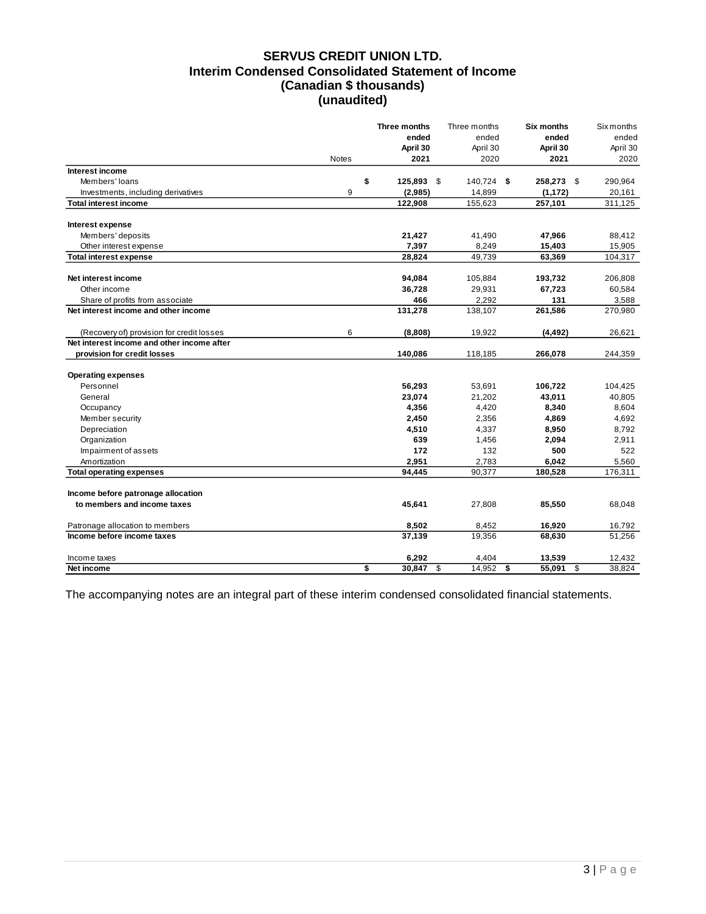# SERVUS CREDIT UNION LTD.
## Interim Condensed Consolidated Statement of Income
### (Canadian $ thousands)
### (unaudited)

| | Notes | Three months ended April 30 2021 | Three months ended April 30 2020 | Six months ended April 30 2021 | Six months ended April 30 2020 |
|---|---|---|---|---|---|
| **Interest income** | | | | | |
| Members' loans | | $ 125,893 | $ 140,724 | $ 258,273 | $ 290,964 |
| Investments, including derivatives | 9 | (2,985) | 14,899 | (1,172) | 20,161 |
| **Total interest income** | | 122,908 | 155,623 | 257,101 | 311,125 |
| | | | | | |
| **Interest expense** | | | | | |
| Members' deposits | | 21,427 | 41,490 | 47,966 | 88,412 |
| Other interest expense | | 7,397 | 8,249 | 15,403 | 15,905 |
| **Total interest expense** | | 28,824 | 49,739 | 63,369 | 104,317 |
| | | | | | |
| **Net interest income** | | 94,084 | 105,884 | 193,732 | 206,808 |
| Other income | | 36,728 | 29,931 | 67,723 | 60,584 |
| Share of profits from associate | | 466 | 2,292 | 131 | 3,588 |
| **Net interest income and other income** | | 131,278 | 138,107 | 261,586 | 270,980 |
| | | | | | |
| (Recovery of) provision for credit losses | 6 | (8,808) | 19,922 | (4,492) | 26,621 |
| **Net interest income and other income after provision for credit losses** | | 140,086 | 118,185 | 266,078 | 244,359 |
| | | | | | |
| **Operating expenses** | | | | | |
| Personnel | | 56,293 | 53,691 | 106,722 | 104,425 |
| General | | 23,074 | 21,202 | 43,011 | 40,805 |
| Occupancy | | 4,356 | 4,420 | 8,340 | 8,604 |
| Member security | | 2,450 | 2,356 | 4,869 | 4,692 |
| Depreciation | | 4,510 | 4,337 | 8,950 | 8,792 |
| Organization | | 639 | 1,456 | 2,094 | 2,911 |
| Impairment of assets | | 172 | 132 | 500 | 522 |
| Amortization | | 2,951 | 2,783 | 6,042 | 5,560 |
| **Total operating expenses** | | 94,445 | 90,377 | 180,528 | 176,311 |
| | | | | | |
| **Income before patronage allocation to members and income taxes** | | 45,641 | 27,808 | 85,550 | 68,048 |
| | | | | | |
| Patronage allocation to members | | 8,502 | 8,452 | 16,920 | 16,792 |
| **Income before income taxes** | | 37,139 | 19,356 | 68,630 | 51,256 |
| | | | | | |
| Income taxes | | 6,292 | 4,404 | 13,539 | 12,432 |
| **Net income** | | $ 30,847 | $ 14,952 | $ 55,091 | $ 38,824 |

The accompanying notes are an integral part of these interim condensed consolidated financial statements.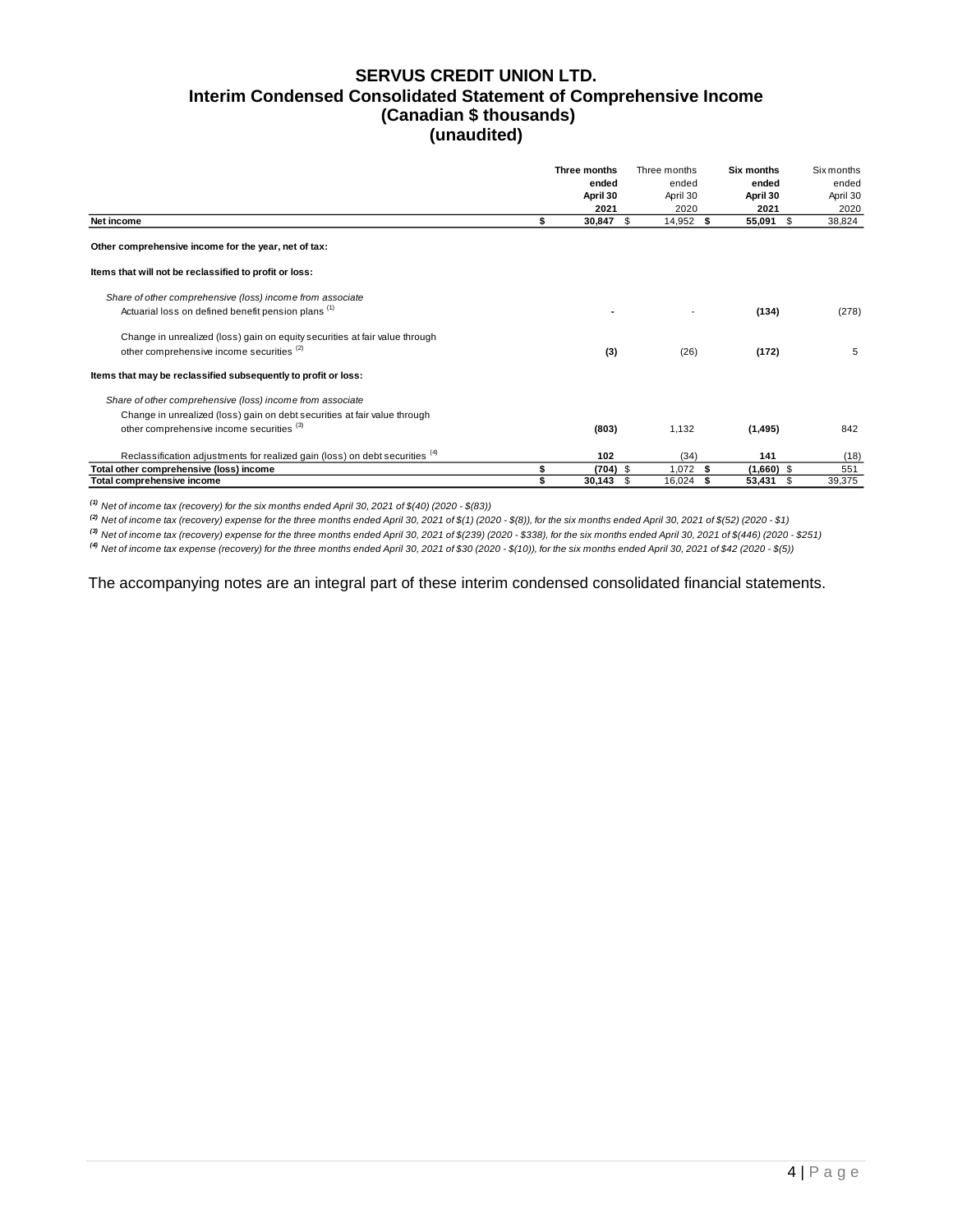# SERVUS CREDIT UNION LTD.
## Interim Condensed Consolidated Statement of Comprehensive Income
### (Canadian $ thousands)
### (unaudited)

| | **Three months ended April 30 2021** | Three months ended April 30 2020 | **Six months ended April 30 2021** | Six months ended April 30 2020 |
|---|---|---|---|---|
| **Net income** | **$ 30,847** | $ 14,952 | **$ 55,091** | $ 38,824 |
| **Other comprehensive income for the year, net of tax:** | | | | |
| **Items that will not be reclassified to profit or loss:** | | | | |
| *Share of other comprehensive (loss) income from associate* | | | | |
| Actuarial loss on defined benefit pension plans [1] | **-** | - | **(134)** | (278) |
| Change in unrealized (loss) gain on equity securities at fair value through other comprehensive income securities [2] | **(3)** | (26) | **(172)** | 5 |
| **Items that may be reclassified subsequently to profit or loss:** | | | | |
| *Share of other comprehensive (loss) income from associate* | | | | |
| Change in unrealized (loss) gain on debt securities at fair value through other comprehensive income securities [3] | **(803)** | 1,132 | **(1,495)** | 842 |
| Reclassification adjustments for realized gain (loss) on debt securities [4] | **102** | (34) | **141** | (18) |
| **Total other comprehensive (loss) income** | **$ (704)** | $ 1,072 | **$ (1,660)** | $ 551 |
| **Total comprehensive income** | **$ 30,143** | $ 16,024 | **$ 53,431** | $ 39,375 |

*[1] Net of income tax (recovery) for the six months ended April 30, 2021 of $(40) (2020 - $(83))*

*[2] Net of income tax (recovery) expense for the three months ended April 30, 2021 of $(1) (2020 - $(8)), for the six months ended April 30, 2021 of $(52) (2020 - $1)*

*[3] Net of income tax (recovery) expense for the three months ended April 30, 2021 of $(239) (2020 - $338), for the six months ended April 30, 2021 of $(446) (2020 - $251)*

*[4] Net of income tax expense (recovery) for the three months ended April 30, 2021 of $30 (2020 - $(10)), for the six months ended April 30, 2021 of $42 (2020 - $(5))*

The accompanying notes are an integral part of these interim condensed consolidated financial statements.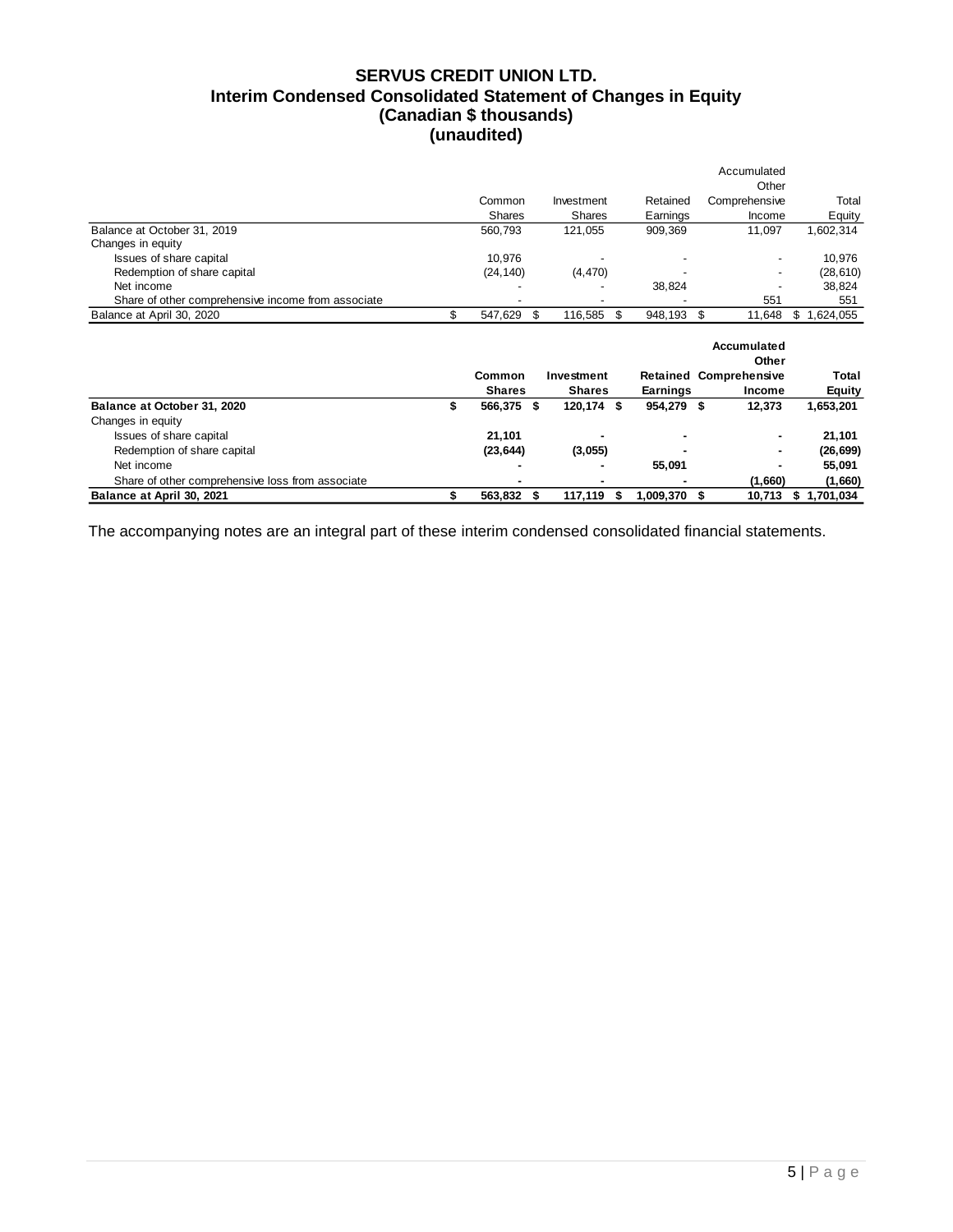# SERVUS CREDIT UNION LTD.
## Interim Condensed Consolidated Statement of Changes in Equity
### (Canadian $ thousands)
### (unaudited)

| | Common Shares | Investment Shares | Retained Earnings | Accumulated Other Comprehensive Income | Total Equity |
|---|---|---|---|---|---|
| Balance at October 31, 2019 | 560,793 | 121,055 | 909,369 | 11,097 | 1,602,314 |
| Changes in equity | | | | | |
| Issues of share capital | 10,976 | - | - | - | 10,976 |
| Redemption of share capital | (24,140) | (4,470) | - | - | (28,610) |
| Net income | - | - | 38,824 | - | 38,824 |
| Share of other comprehensive income from associate | - | - | - | 551 | 551 |
| Balance at April 30, 2020 | $ 547,629 | $ 116,585 | $ 948,193 | $ 11,648 | $ 1,624,055 |

| | **Common Shares** | **Investment Shares** | **Retained Earnings** | **Accumulated Other Comprehensive Income** | **Total Equity** |
|---|---|---|---|---|---|
| **Balance at October 31, 2020** | **$ 566,375** | **$ 120,174** | **$ 954,279** | **$ 12,373** | **1,653,201** |
| Changes in equity | | | | | |
| Issues of share capital | **21,101** | **-** | **-** | **-** | **21,101** |
| Redemption of share capital | **(23,644)** | **(3,055)** | **-** | **-** | **(26,699)** |
| Net income | **-** | **-** | **55,091** | **-** | **55,091** |
| Share of other comprehensive loss from associate | **-** | **-** | **-** | **(1,660)** | **(1,660)** |
| **Balance at April 30, 2021** | **$ 563,832** | **$ 117,119** | **$ 1,009,370** | **$ 10,713** | **$ 1,701,034** |

The accompanying notes are an integral part of these interim condensed consolidated financial statements.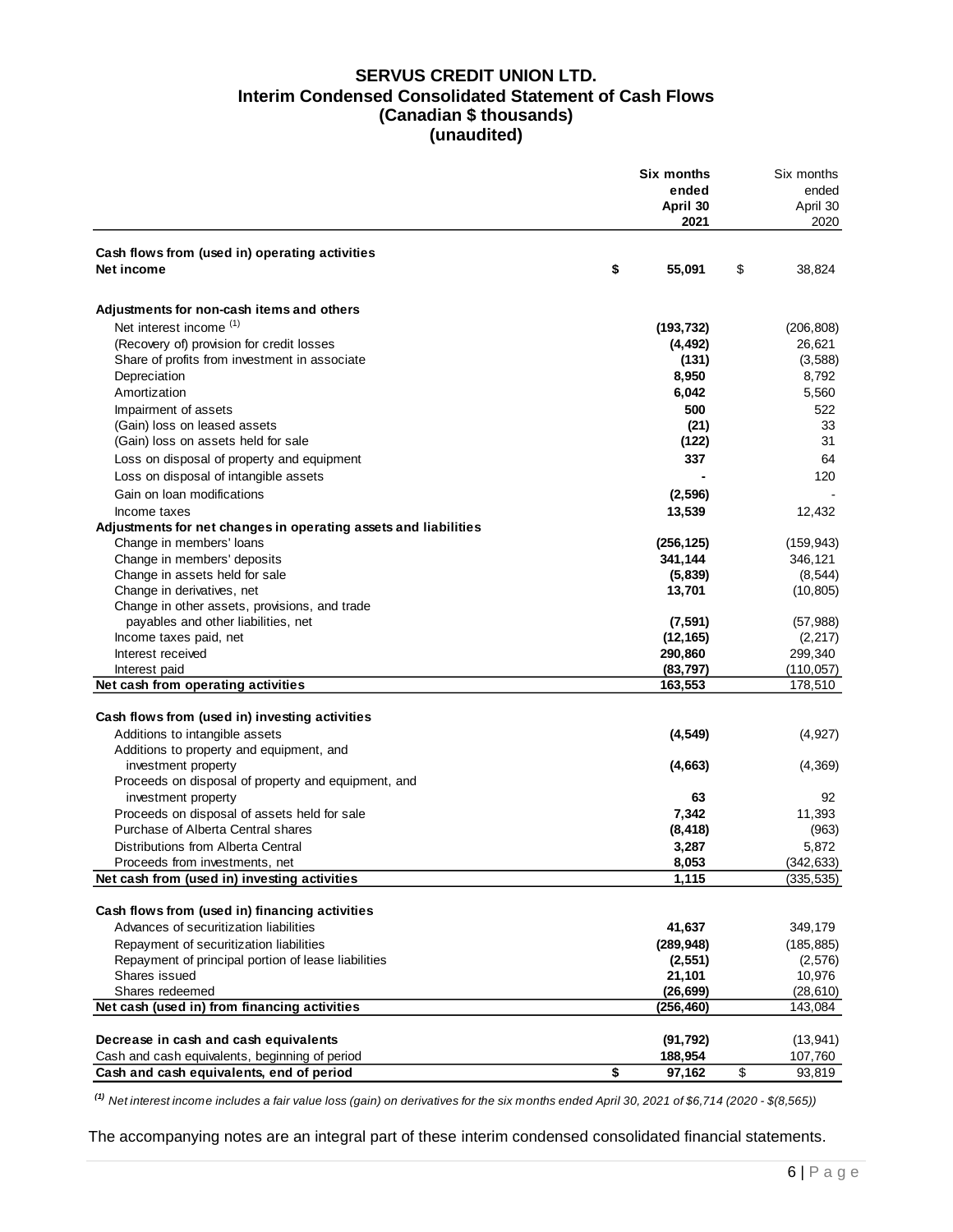# SERVUS CREDIT UNION LTD.
## Interim Condensed Consolidated Statement of Cash Flows
## (Canadian $ thousands)
## (unaudited)

| | Six months ended April 30 2021 | Six months ended April 30 2020 |
|---|---|---|
| **Cash flows from (used in) operating activities** | | |
| **Net income** | **$ 55,091** | $ 38,824 |
| | | |
| **Adjustments for non-cash items and others** | | |
| Net interest income (1) | **(193,732)** | (206,808) |
| (Recovery of) provision for credit losses | **(4,492)** | 26,621 |
| Share of profits from investment in associate | **(131)** | (3,588) |
| Depreciation | **8,950** | 8,792 |
| Amortization | **6,042** | 5,560 |
| Impairment of assets | **500** | 522 |
| (Gain) loss on leased assets | **(21)** | 33 |
| (Gain) loss on assets held for sale | **(122)** | 31 |
| Loss on disposal of property and equipment | **337** | 64 |
| Loss on disposal of intangible assets | **-** | 120 |
| Gain on loan modifications | **(2,596)** | - |
| Income taxes | **13,539** | 12,432 |
| **Adjustments for net changes in operating assets and liabilities** | | |
| Change in members' loans | **(256,125)** | (159,943) |
| Change in members' deposits | **341,144** | 346,121 |
| Change in assets held for sale | **(5,839)** | (8,544) |
| Change in derivatives, net | **13,701** | (10,805) |
| Change in other assets, provisions, and trade payables and other liabilities, net | **(7,591)** | (57,988) |
| Income taxes paid, net | **(12,165)** | (2,217) |
| Interest received | **290,860** | 299,340 |
| Interest paid | **(83,797)** | (110,057) |
| **Net cash from operating activities** | **163,553** | 178,510 |
| | | |
| **Cash flows from (used in) investing activities** | | |
| Additions to intangible assets | **(4,549)** | (4,927) |
| Additions to property and equipment, and investment property | **(4,663)** | (4,369) |
| Proceeds on disposal of property and equipment, and investment property | **63** | 92 |
| Proceeds on disposal of assets held for sale | **7,342** | 11,393 |
| Purchase of Alberta Central shares | **(8,418)** | (963) |
| Distributions from Alberta Central | **3,287** | 5,872 |
| Proceeds from investments, net | **8,053** | (342,633) |
| **Net cash from (used in) investing activities** | **1,115** | (335,535) |
| | | |
| **Cash flows from (used in) financing activities** | | |
| Advances of securitization liabilities | **41,637** | 349,179 |
| Repayment of securitization liabilities | **(289,948)** | (185,885) |
| Repayment of principal portion of lease liabilities | **(2,551)** | (2,576) |
| Shares issued | **21,101** | 10,976 |
| Shares redeemed | **(26,699)** | (28,610) |
| **Net cash (used in) from financing activities** | **(256,460)** | 143,084 |
| | | |
| **Decrease in cash and cash equivalents** | **(91,792)** | (13,941) |
| Cash and cash equivalents, beginning of period | **188,954** | 107,760 |
| **Cash and cash equivalents, end of period** | **$ 97,162** | $ 93,819 |

*(1) Net interest income includes a fair value loss (gain) on derivatives for the six months ended April 30, 2021 of $6,714 (2020 - $(8,565))*

The accompanying notes are an integral part of these interim condensed consolidated financial statements.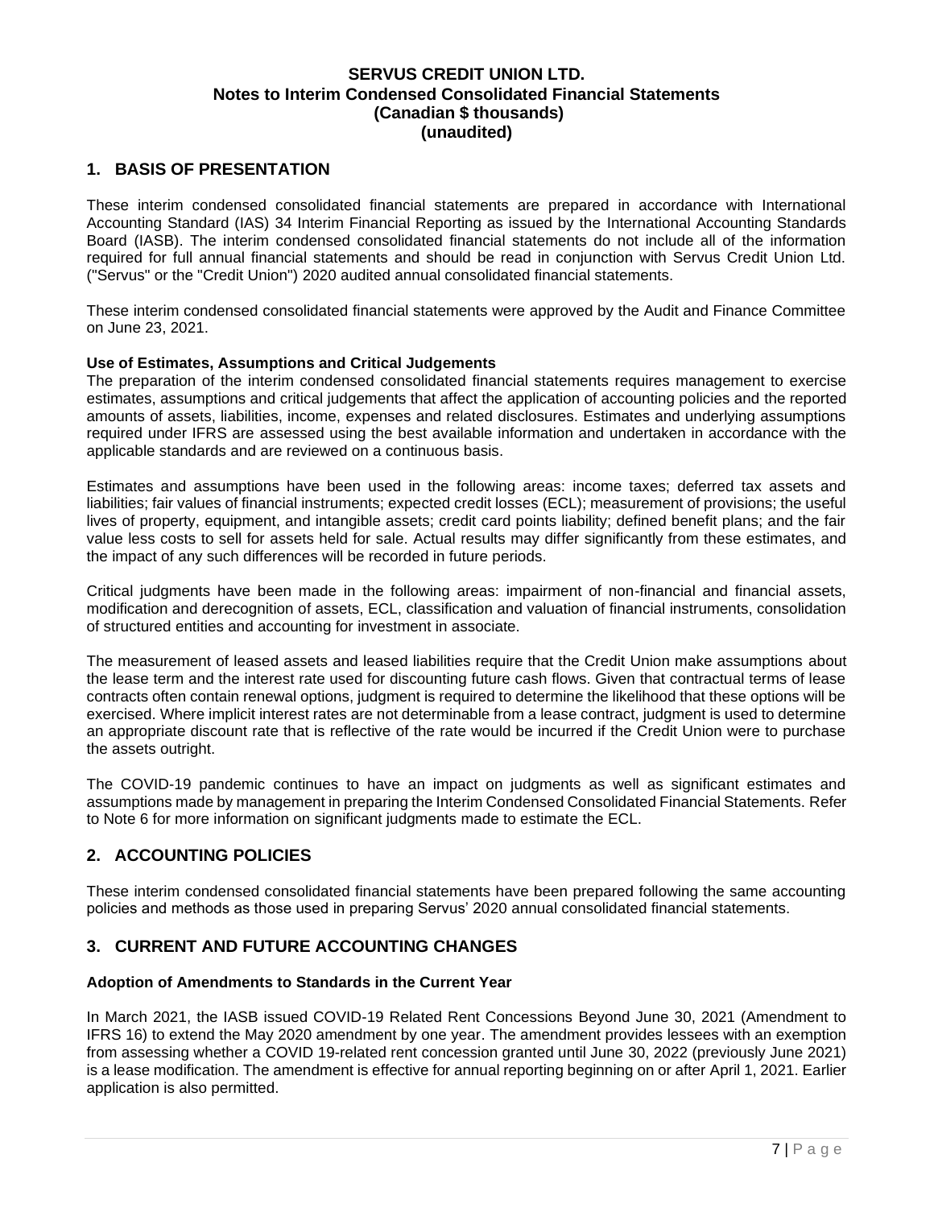**SERVUS CREDIT UNION LTD.**
**Notes to Interim Condensed Consolidated Financial Statements**
**(Canadian $ thousands)**
**(unaudited)**

## 1. BASIS OF PRESENTATION

These interim condensed consolidated financial statements are prepared in accordance with International Accounting Standard (IAS) 34 Interim Financial Reporting as issued by the International Accounting Standards Board (IASB). The interim condensed consolidated financial statements do not include all of the information required for full annual financial statements and should be read in conjunction with Servus Credit Union Ltd. ("Servus" or the "Credit Union") 2020 audited annual consolidated financial statements.

These interim condensed consolidated financial statements were approved by the Audit and Finance Committee on June 23, 2021.

**Use of Estimates, Assumptions and Critical Judgements**

The preparation of the interim condensed consolidated financial statements requires management to exercise estimates, assumptions and critical judgements that affect the application of accounting policies and the reported amounts of assets, liabilities, income, expenses and related disclosures. Estimates and underlying assumptions required under IFRS are assessed using the best available information and undertaken in accordance with the applicable standards and are reviewed on a continuous basis.

Estimates and assumptions have been used in the following areas: income taxes; deferred tax assets and liabilities; fair values of financial instruments; expected credit losses (ECL); measurement of provisions; the useful lives of property, equipment, and intangible assets; credit card points liability; defined benefit plans; and the fair value less costs to sell for assets held for sale. Actual results may differ significantly from these estimates, and the impact of any such differences will be recorded in future periods.

Critical judgments have been made in the following areas: impairment of non-financial and financial assets, modification and derecognition of assets, ECL, classification and valuation of financial instruments, consolidation of structured entities and accounting for investment in associate.

The measurement of leased assets and leased liabilities require that the Credit Union make assumptions about the lease term and the interest rate used for discounting future cash flows. Given that contractual terms of lease contracts often contain renewal options, judgment is required to determine the likelihood that these options will be exercised. Where implicit interest rates are not determinable from a lease contract, judgment is used to determine an appropriate discount rate that is reflective of the rate would be incurred if the Credit Union were to purchase the assets outright.

The COVID-19 pandemic continues to have an impact on judgments as well as significant estimates and assumptions made by management in preparing the Interim Condensed Consolidated Financial Statements. Refer to Note 6 for more information on significant judgments made to estimate the ECL.

## 2. ACCOUNTING POLICIES

These interim condensed consolidated financial statements have been prepared following the same accounting policies and methods as those used in preparing Servus' 2020 annual consolidated financial statements.

## 3. CURRENT AND FUTURE ACCOUNTING CHANGES

**Adoption of Amendments to Standards in the Current Year**

In March 2021, the IASB issued COVID-19 Related Rent Concessions Beyond June 30, 2021 (Amendment to IFRS 16) to extend the May 2020 amendment by one year. The amendment provides lessees with an exemption from assessing whether a COVID 19-related rent concession granted until June 30, 2022 (previously June 2021) is a lease modification. The amendment is effective for annual reporting beginning on or after April 1, 2021. Earlier application is also permitted.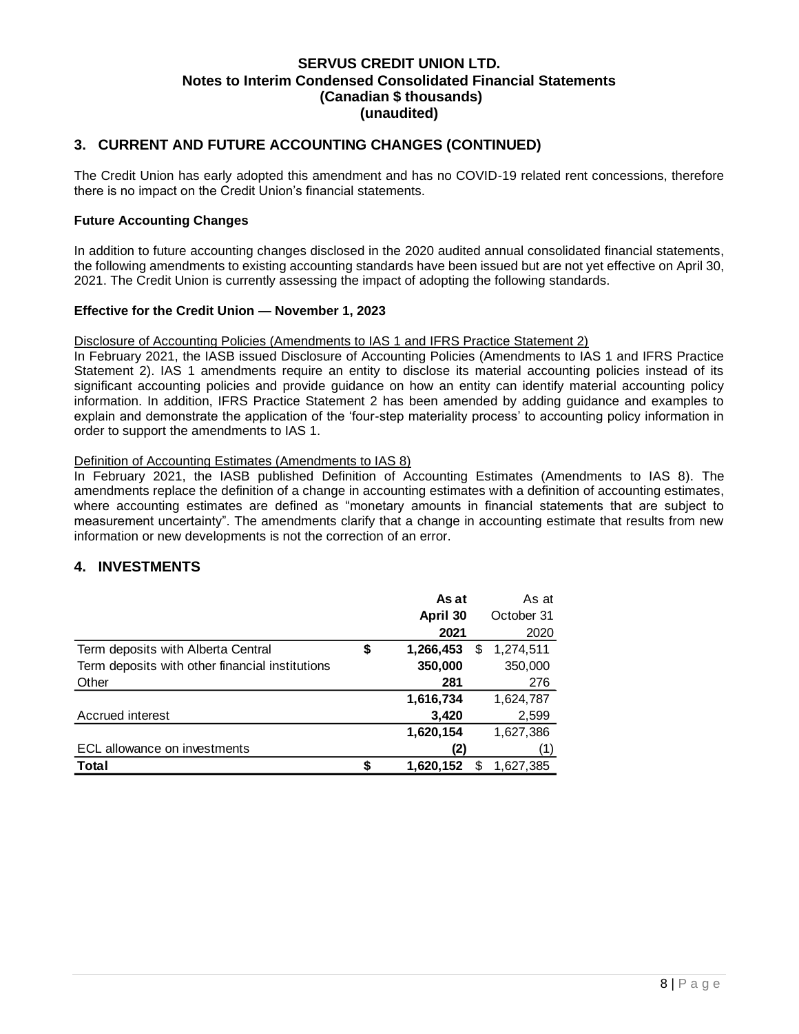**SERVUS CREDIT UNION LTD.**
**Notes to Interim Condensed Consolidated Financial Statements**
**(Canadian $ thousands)**
**(unaudited)**

## 3. CURRENT AND FUTURE ACCOUNTING CHANGES (CONTINUED)

The Credit Union has early adopted this amendment and has no COVID-19 related rent concessions, therefore there is no impact on the Credit Union's financial statements.

**Future Accounting Changes**

In addition to future accounting changes disclosed in the 2020 audited annual consolidated financial statements, the following amendments to existing accounting standards have been issued but are not yet effective on April 30, 2021. The Credit Union is currently assessing the impact of adopting the following standards.

**Effective for the Credit Union — November 1, 2023**

Disclosure of Accounting Policies (Amendments to IAS 1 and IFRS Practice Statement 2)
In February 2021, the IASB issued Disclosure of Accounting Policies (Amendments to IAS 1 and IFRS Practice Statement 2). IAS 1 amendments require an entity to disclose its material accounting policies instead of its significant accounting policies and provide guidance on how an entity can identify material accounting policy information. In addition, IFRS Practice Statement 2 has been amended by adding guidance and examples to explain and demonstrate the application of the 'four-step materiality process' to accounting policy information in order to support the amendments to IAS 1.

Definition of Accounting Estimates (Amendments to IAS 8)
In February 2021, the IASB published Definition of Accounting Estimates (Amendments to IAS 8). The amendments replace the definition of a change in accounting estimates with a definition of accounting estimates, where accounting estimates are defined as "monetary amounts in financial statements that are subject to measurement uncertainty". The amendments clarify that a change in accounting estimate that results from new information or new developments is not the correction of an error.

## 4. INVESTMENTS

| | **As at April 30 2021** | As at October 31 2020 |
|---|---|---|
| Term deposits with Alberta Central | **$ 1,266,453** | $ 1,274,511 |
| Term deposits with other financial institutions | **350,000** | 350,000 |
| Other | **281** | 276 |
| | **1,616,734** | 1,624,787 |
| Accrued interest | **3,420** | 2,599 |
| | **1,620,154** | 1,627,386 |
| ECL allowance on investments | **(2)** | (1) |
| **Total** | **$ 1,620,152** | $ 1,627,385 |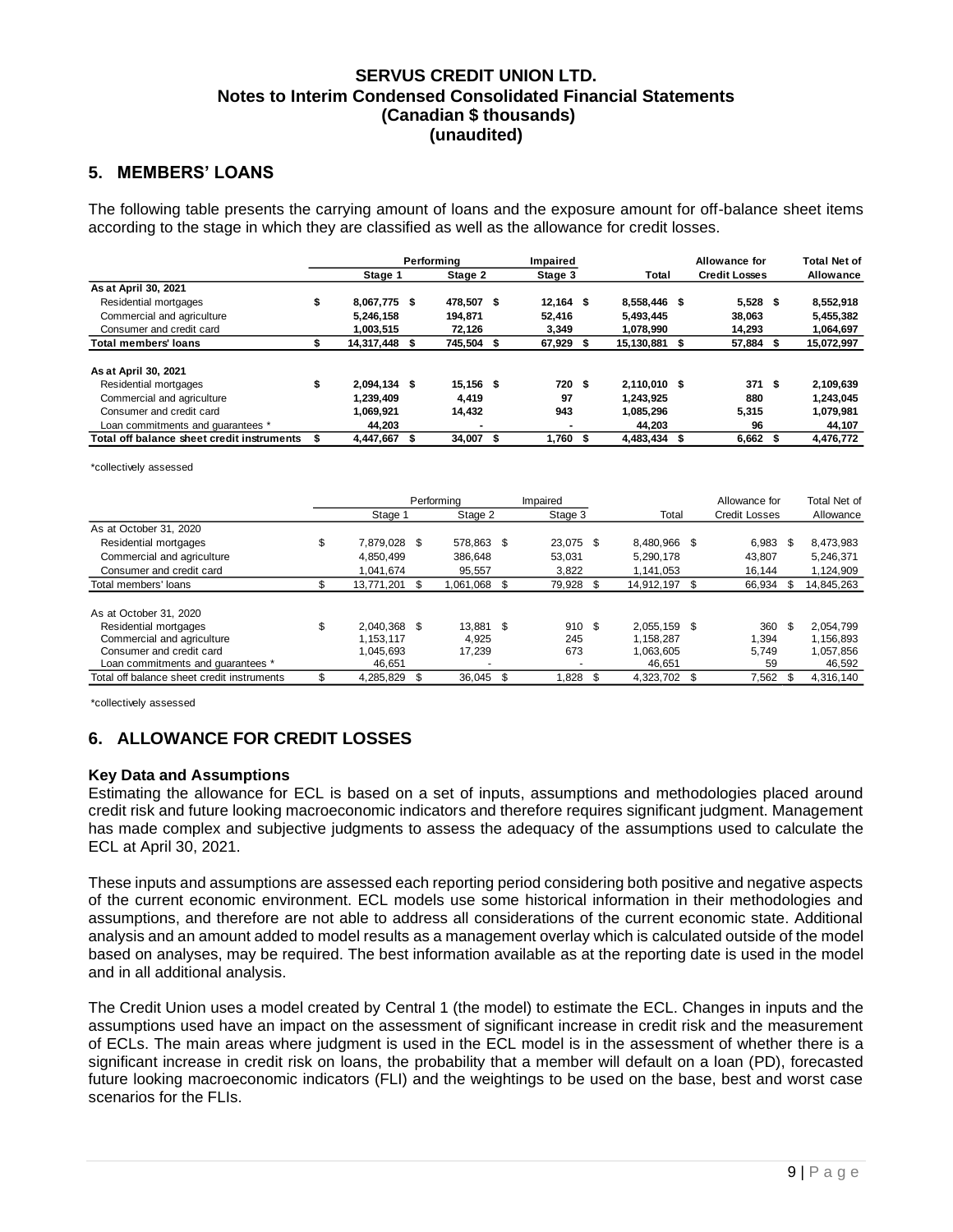**SERVUS CREDIT UNION LTD.**
**Notes to Interim Condensed Consolidated Financial Statements**
**(Canadian $ thousands)**
**(unaudited)**

## 5. MEMBERS' LOANS

The following table presents the carrying amount of loans and the exposure amount for off-balance sheet items according to the stage in which they are classified as well as the allowance for credit losses.

| | Performing | | Impaired | | Allowance for | Total Net of |
|---|---|---|---|---|---|---|
| | Stage 1 | Stage 2 | Stage 3 | Total | Credit Losses | Allowance |
| **As at April 30, 2021** | | | | | | |
| Residential mortgages | $ 8,067,775 | $ 478,507 | $ 12,164 | $ 8,558,446 | $ 5,528 | $ 8,552,918 |
| Commercial and agriculture | 5,246,158 | 194,871 | 52,416 | 5,493,445 | 38,063 | 5,455,382 |
| Consumer and credit card | 1,003,515 | 72,126 | 3,349 | 1,078,990 | 14,293 | 1,064,697 |
| **Total members' loans** | $ 14,317,448 | $ 745,504 | $ 67,929 | $ 15,130,881 | $ 57,884 | $ 15,072,997 |
| | | | | | | |
| **As at April 30, 2021** | | | | | | |
| Residential mortgages | $ 2,094,134 | $ 15,156 | $ 720 | $ 2,110,010 | $ 371 | $ 2,109,639 |
| Commercial and agriculture | 1,239,409 | 4,419 | 97 | 1,243,925 | 880 | 1,243,045 |
| Consumer and credit card | 1,069,921 | 14,432 | 943 | 1,085,296 | 5,315 | 1,079,981 |
| Loan commitments and guarantees * | 44,203 | - | - | 44,203 | 96 | 44,107 |
| **Total off balance sheet credit instruments** | $ 4,447,667 | $ 34,007 | $ 1,760 | $ 4,483,434 | $ 6,662 | $ 4,476,772 |

*collectively assessed

| | Performing | | Impaired | | Allowance for | Total Net of |
|---|---|---|---|---|---|---|
| | Stage 1 | Stage 2 | Stage 3 | Total | Credit Losses | Allowance |
| As at October 31, 2020 | | | | | | |
| Residential mortgages | $ 7,879,028 | $ 578,863 | $ 23,075 | $ 8,480,966 | $ 6,983 | $ 8,473,983 |
| Commercial and agriculture | 4,850,499 | 386,648 | 53,031 | 5,290,178 | 43,807 | 5,246,371 |
| Consumer and credit card | 1,041,674 | 95,557 | 3,822 | 1,141,053 | 16,144 | 1,124,909 |
| Total members' loans | $ 13,771,201 | $ 1,061,068 | $ 79,928 | $ 14,912,197 | $ 66,934 | $ 14,845,263 |
| | | | | | | |
| As at October 31, 2020 | | | | | | |
| Residential mortgages | $ 2,040,368 | $ 13,881 | $ 910 | $ 2,055,159 | $ 360 | $ 2,054,799 |
| Commercial and agriculture | 1,153,117 | 4,925 | 245 | 1,158,287 | 1,394 | 1,156,893 |
| Consumer and credit card | 1,045,693 | 17,239 | 673 | 1,063,605 | 5,749 | 1,057,856 |
| Loan commitments and guarantees * | 46,651 | - | - | 46,651 | 59 | 46,592 |
| Total off balance sheet credit instruments | $ 4,285,829 | $ 36,045 | $ 1,828 | $ 4,323,702 | $ 7,562 | $ 4,316,140 |

*collectively assessed

## 6. ALLOWANCE FOR CREDIT LOSSES

**Key Data and Assumptions**

Estimating the allowance for ECL is based on a set of inputs, assumptions and methodologies placed around credit risk and future looking macroeconomic indicators and therefore requires significant judgment. Management has made complex and subjective judgments to assess the adequacy of the assumptions used to calculate the ECL at April 30, 2021.

These inputs and assumptions are assessed each reporting period considering both positive and negative aspects of the current economic environment. ECL models use some historical information in their methodologies and assumptions, and therefore are not able to address all considerations of the current economic state. Additional analysis and an amount added to model results as a management overlay which is calculated outside of the model based on analyses, may be required. The best information available as at the reporting date is used in the model and in all additional analysis.

The Credit Union uses a model created by Central 1 (the model) to estimate the ECL. Changes in inputs and the assumptions used have an impact on the assessment of significant increase in credit risk and the measurement of ECLs. The main areas where judgment is used in the ECL model is in the assessment of whether there is a significant increase in credit risk on loans, the probability that a member will default on a loan (PD), forecasted future looking macroeconomic indicators (FLI) and the weightings to be used on the base, best and worst case scenarios for the FLIs.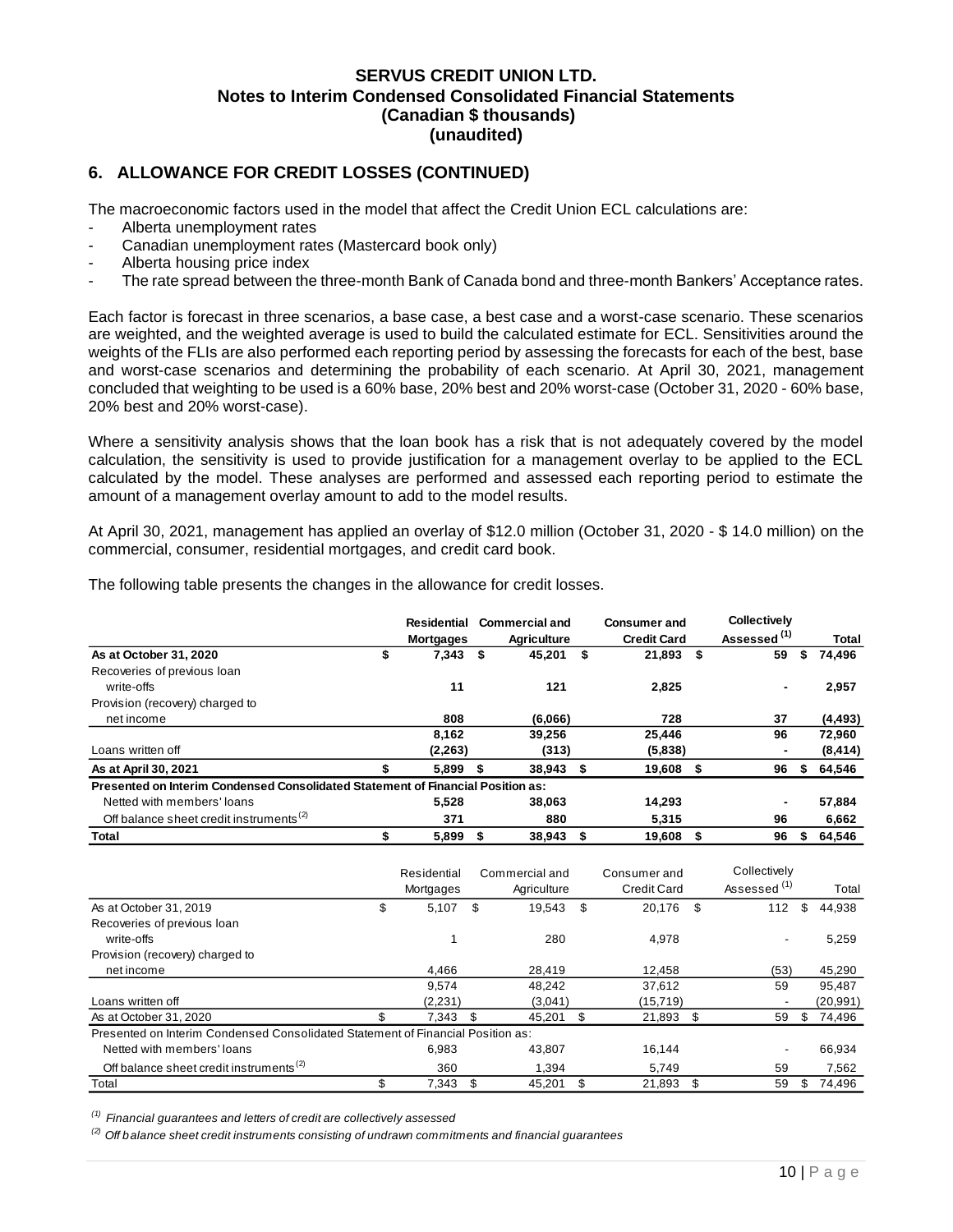**SERVUS CREDIT UNION LTD.**
**Notes to Interim Condensed Consolidated Financial Statements**
**(Canadian $ thousands)**
**(unaudited)**

## 6. ALLOWANCE FOR CREDIT LOSSES (CONTINUED)

The macroeconomic factors used in the model that affect the Credit Union ECL calculations are:

- Alberta unemployment rates
- Canadian unemployment rates (Mastercard book only)
- Alberta housing price index
- The rate spread between the three-month Bank of Canada bond and three-month Bankers' Acceptance rates.

Each factor is forecast in three scenarios, a base case, a best case and a worst-case scenario. These scenarios are weighted, and the weighted average is used to build the calculated estimate for ECL. Sensitivities around the weights of the FLIs are also performed each reporting period by assessing the forecasts for each of the best, base and worst-case scenarios and determining the probability of each scenario. At April 30, 2021, management concluded that weighting to be used is a 60% base, 20% best and 20% worst-case (October 31, 2020 - 60% base, 20% best and 20% worst-case).

Where a sensitivity analysis shows that the loan book has a risk that is not adequately covered by the model calculation, the sensitivity is used to provide justification for a management overlay to be applied to the ECL calculated by the model. These analyses are performed and assessed each reporting period to estimate the amount of a management overlay amount to add to the model results.

At April 30, 2021, management has applied an overlay of $12.0 million (October 31, 2020 - $ 14.0 million) on the commercial, consumer, residential mortgages, and credit card book.

The following table presents the changes in the allowance for credit losses.

| | Residential Mortgages | Commercial and Agriculture | Consumer and Credit Card | Collectively Assessed [(1)] | Total |
|---|---|---|---|---|---|
| **As at October 31, 2020** | **$ 7,343** | **$ 45,201** | **$ 21,893** | **$ 59** | **$ 74,496** |
| Recoveries of previous loan write-offs | **11** | **121** | **2,825** | **-** | **2,957** |
| Provision (recovery) charged to net income | **808** | **(6,066)** | **728** | **37** | **(4,493)** |
| | **8,162** | **39,256** | **25,446** | **96** | **72,960** |
| Loans written off | **(2,263)** | **(313)** | **(5,838)** | **-** | **(8,414)** |
| **As at April 30, 2021** | **$ 5,899** | **$ 38,943** | **$ 19,608** | **$ 96** | **$ 64,546** |
| **Presented on Interim Condensed Consolidated Statement of Financial Position as:** | | | | | |
| Netted with members' loans | **5,528** | **38,063** | **14,293** | **-** | **57,884** |
| Off balance sheet credit instruments [(2)] | **371** | **880** | **5,315** | **96** | **6,662** |
| **Total** | **$ 5,899** | **$ 38,943** | **$ 19,608** | **$ 96** | **$ 64,546** |

| | Residential Mortgages | Commercial and Agriculture | Consumer and Credit Card | Collectively Assessed [(1)] | Total |
|---|---|---|---|---|---|
| As at October 31, 2019 | $ 5,107 | $ 19,543 | $ 20,176 | $ 112 | $ 44,938 |
| Recoveries of previous loan write-offs | 1 | 280 | 4,978 | - | 5,259 |
| Provision (recovery) charged to net income | 4,466 | 28,419 | 12,458 | (53) | 45,290 |
| | 9,574 | 48,242 | 37,612 | 59 | 95,487 |
| Loans written off | (2,231) | (3,041) | (15,719) | - | (20,991) |
| As at October 31, 2020 | $ 7,343 | $ 45,201 | $ 21,893 | $ 59 | $ 74,496 |
| Presented on Interim Condensed Consolidated Statement of Financial Position as: | | | | | |
| Netted with members' loans | 6,983 | 43,807 | 16,144 | - | 66,934 |
| Off balance sheet credit instruments [(2)] | 360 | 1,394 | 5,749 | 59 | 7,562 |
| Total | $ 7,343 | $ 45,201 | $ 21,893 | $ 59 | $ 74,496 |

*[(1)] Financial guarantees and letters of credit are collectively assessed*

*[(2)] Off balance sheet credit instruments consisting of undrawn commitments and financial guarantees*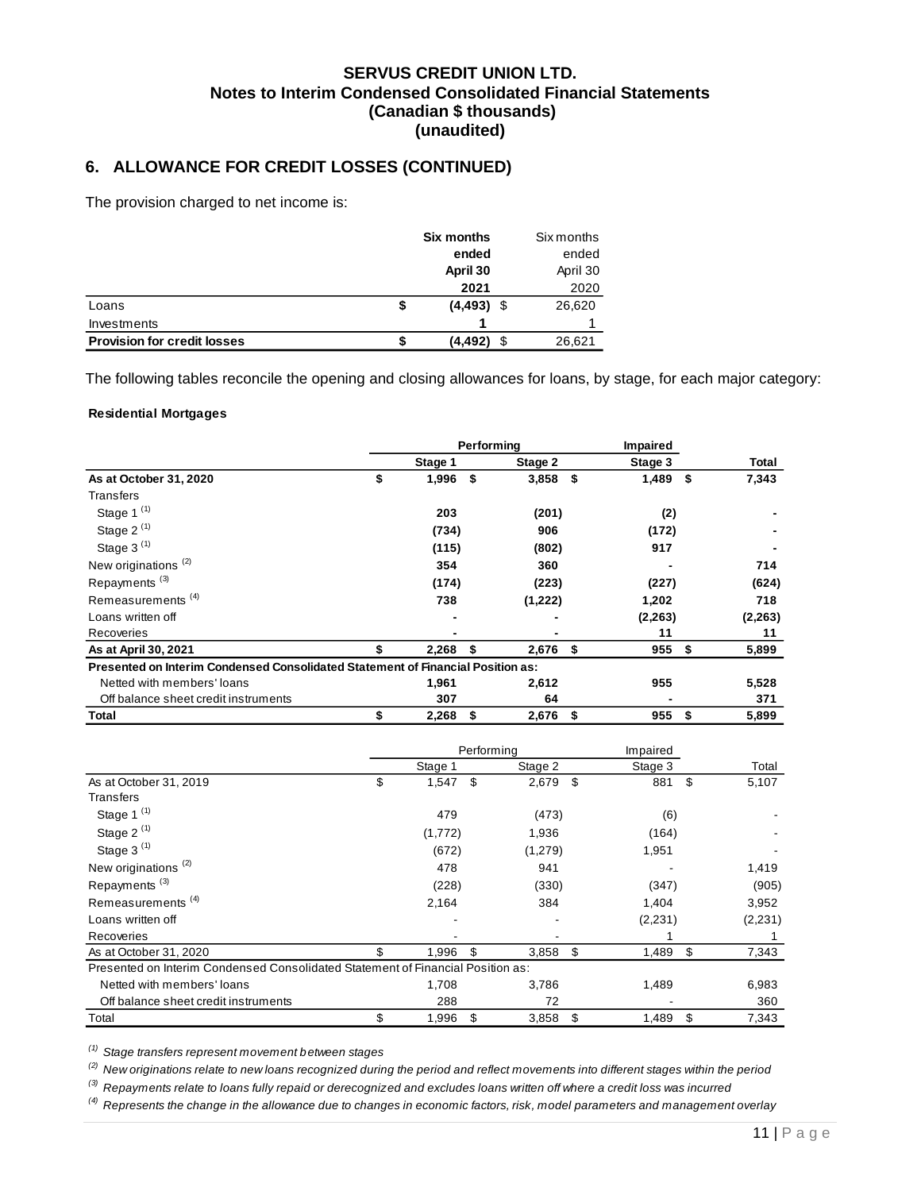# SERVUS CREDIT UNION LTD.
## Notes to Interim Condensed Consolidated Financial Statements
### (Canadian $ thousands)
### (unaudited)

## 6. ALLOWANCE FOR CREDIT LOSSES (CONTINUED)

The provision charged to net income is:

| | **Six months ended April 30 2021** | Six months ended April 30 2020 |
|---|---|---|
| Loans | **$ (4,493)** | $ 26,620 |
| Investments | **1** | 1 |
| **Provision for credit losses** | **$ (4,492)** | $ 26,621 |

The following tables reconcile the opening and closing allowances for loans, by stage, for each major category:

**Residential Mortgages**

| | **Performing** | | **Impaired** | |
|---|---|---|---|---|
| | **Stage 1** | **Stage 2** | **Stage 3** | **Total** |
| **As at October 31, 2020** | **$ 1,996** | **$ 3,858** | **$ 1,489** | **$ 7,343** |
| Transfers | | | | |
| Stage 1 [(1)] | **203** | **(201)** | **(2)** | **-** |
| Stage 2 [(1)] | **(734)** | **906** | **(172)** | **-** |
| Stage 3 [(1)] | **(115)** | **(802)** | **917** | **-** |
| New originations [(2)] | **354** | **360** | **-** | **714** |
| Repayments [(3)] | **(174)** | **(223)** | **(227)** | **(624)** |
| Remeasurements [(4)] | **738** | **(1,222)** | **1,202** | **718** |
| Loans written off | **-** | **-** | **(2,263)** | **(2,263)** |
| Recoveries | **-** | **-** | **11** | **11** |
| **As at April 30, 2021** | **$ 2,268** | **$ 2,676** | **$ 955** | **$ 5,899** |
| **Presented on Interim Condensed Consolidated Statement of Financial Position as:** | | | | |
| Netted with members' loans | **1,961** | **2,612** | **955** | **5,528** |
| Off balance sheet credit instruments | **307** | **64** | **-** | **371** |
| **Total** | **$ 2,268** | **$ 2,676** | **$ 955** | **$ 5,899** |

| | Performing | | Impaired | |
|---|---|---|---|---|
| | Stage 1 | Stage 2 | Stage 3 | Total |
| As at October 31, 2019 | $ 1,547 | $ 2,679 | $ 881 | $ 5,107 |
| Transfers | | | | |
| Stage 1 [(1)] | 479 | (473) | (6) | - |
| Stage 2 [(1)] | (1,772) | 1,936 | (164) | - |
| Stage 3 [(1)] | (672) | (1,279) | 1,951 | - |
| New originations [(2)] | 478 | 941 | - | 1,419 |
| Repayments [(3)] | (228) | (330) | (347) | (905) |
| Remeasurements [(4)] | 2,164 | 384 | 1,404 | 3,952 |
| Loans written off | - | - | (2,231) | (2,231) |
| Recoveries | - | - | 1 | 1 |
| As at October 31, 2020 | $ 1,996 | $ 3,858 | $ 1,489 | $ 7,343 |
| Presented on Interim Condensed Consolidated Statement of Financial Position as: | | | | |
| Netted with members' loans | 1,708 | 3,786 | 1,489 | 6,983 |
| Off balance sheet credit instruments | 288 | 72 | - | 360 |
| Total | $ 1,996 | $ 3,858 | $ 1,489 | $ 7,343 |

*[(1)] Stage transfers represent movement between stages*

*[(2)] New originations relate to new loans recognized during the period and reflect movements into different stages within the period*

*[(3)] Repayments relate to loans fully repaid or derecognized and excludes loans written off where a credit loss was incurred*

*[(4)] Represents the change in the allowance due to changes in economic factors, risk, model parameters and management overlay*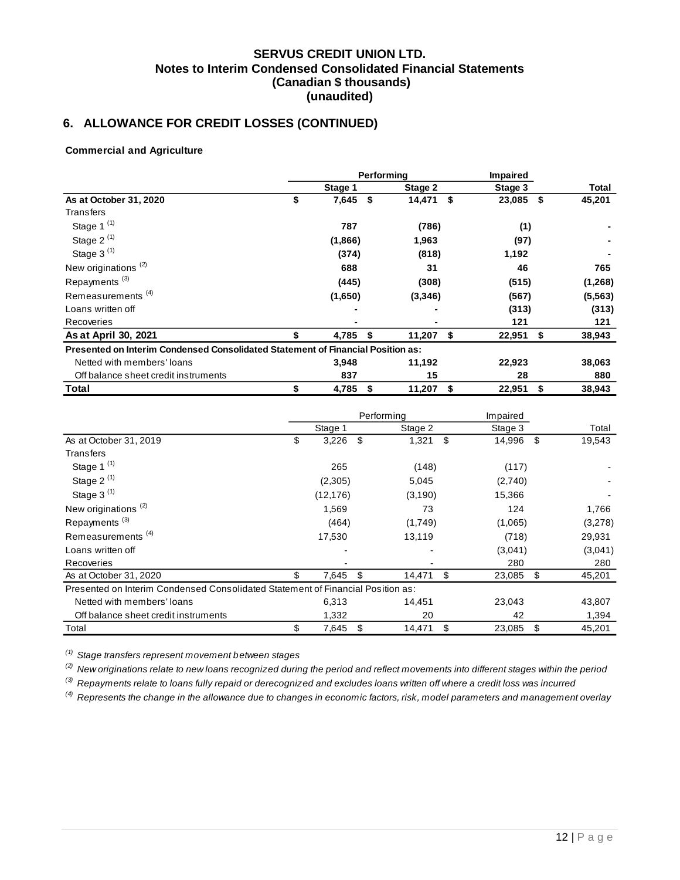# SERVUS CREDIT UNION LTD.
## Notes to Interim Condensed Consolidated Financial Statements
## (Canadian $ thousands)
## (unaudited)

## 6. ALLOWANCE FOR CREDIT LOSSES (CONTINUED)

**Commercial and Agriculture**

| | Performing | | Impaired | |
|---|---|---|---|---|
| | **Stage 1** | **Stage 2** | **Stage 3** | **Total** |
| **As at October 31, 2020** | **$ 7,645** | **$ 14,471** | **$ 23,085** | **$ 45,201** |
| Transfers | | | | |
| Stage 1 [(1)] | **787** | **(786)** | **(1)** | **-** |
| Stage 2 [(1)] | **(1,866)** | **1,963** | **(97)** | **-** |
| Stage 3 [(1)] | **(374)** | **(818)** | **1,192** | **-** |
| New originations [(2)] | **688** | **31** | **46** | **765** |
| Repayments [(3)] | **(445)** | **(308)** | **(515)** | **(1,268)** |
| Remeasurements [(4)] | **(1,650)** | **(3,346)** | **(567)** | **(5,563)** |
| Loans written off | **-** | **-** | **(313)** | **(313)** |
| Recoveries | **-** | **-** | **121** | **121** |
| **As at April 30, 2021** | **$ 4,785** | **$ 11,207** | **$ 22,951** | **$ 38,943** |
| **Presented on Interim Condensed Consolidated Statement of Financial Position as:** | | | | |
| Netted with members' loans | **3,948** | **11,192** | **22,923** | **38,063** |
| Off balance sheet credit instruments | **837** | **15** | **28** | **880** |
| **Total** | **$ 4,785** | **$ 11,207** | **$ 22,951** | **$ 38,943** |

| | Performing | | Impaired | |
|---|---|---|---|---|
| | Stage 1 | Stage 2 | Stage 3 | Total |
| As at October 31, 2019 | $ 3,226 | $ 1,321 | $ 14,996 | $ 19,543 |
| Transfers | | | | |
| Stage 1 [(1)] | 265 | (148) | (117) | - |
| Stage 2 [(1)] | (2,305) | 5,045 | (2,740) | - |
| Stage 3 [(1)] | (12,176) | (3,190) | 15,366 | - |
| New originations [(2)] | 1,569 | 73 | 124 | 1,766 |
| Repayments [(3)] | (464) | (1,749) | (1,065) | (3,278) |
| Remeasurements [(4)] | 17,530 | 13,119 | (718) | 29,931 |
| Loans written off | - | - | (3,041) | (3,041) |
| Recoveries | - | - | 280 | 280 |
| As at October 31, 2020 | $ 7,645 | $ 14,471 | $ 23,085 | $ 45,201 |
| Presented on Interim Condensed Consolidated Statement of Financial Position as: | | | | |
| Netted with members' loans | 6,313 | 14,451 | 23,043 | 43,807 |
| Off balance sheet credit instruments | 1,332 | 20 | 42 | 1,394 |
| Total | $ 7,645 | $ 14,471 | $ 23,085 | $ 45,201 |

*[(1)] Stage transfers represent movement between stages*

*[(2)] New originations relate to new loans recognized during the period and reflect movements into different stages within the period*

*[(3)] Repayments relate to loans fully repaid or derecognized and excludes loans written off where a credit loss was incurred*

*[(4)] Represents the change in the allowance due to changes in economic factors, risk, model parameters and management overlay*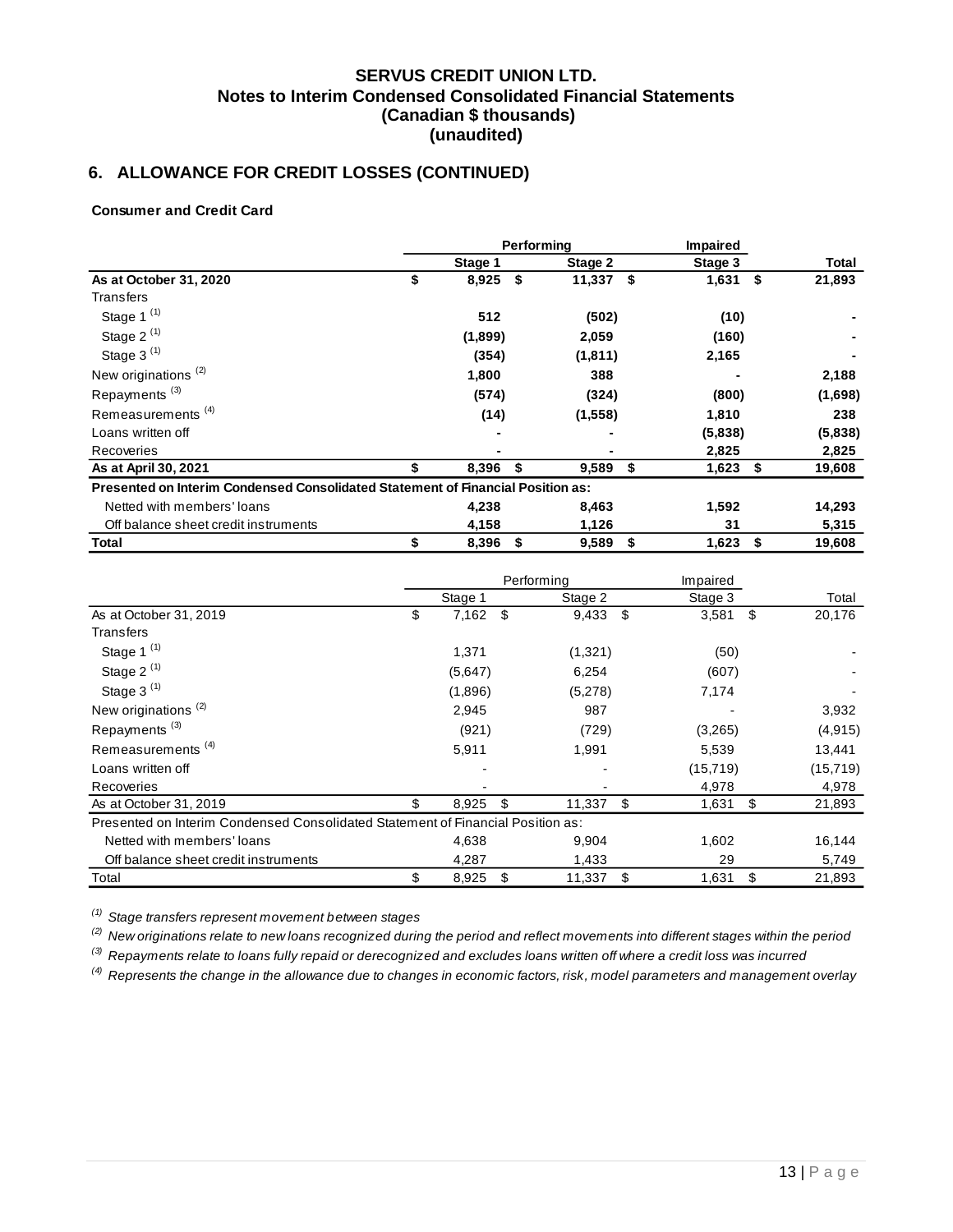**SERVUS CREDIT UNION LTD.**
**Notes to Interim Condensed Consolidated Financial Statements**
**(Canadian $ thousands)**
**(unaudited)**

## 6. ALLOWANCE FOR CREDIT LOSSES (CONTINUED)

**Consumer and Credit Card**

| | Performing | | Impaired | |
|---|---|---|---|---|
| | **Stage 1** | **Stage 2** | **Stage 3** | **Total** |
| **As at October 31, 2020** | **$ 8,925** | **$ 11,337** | **$ 1,631** | **$ 21,893** |
| Transfers | | | | |
| Stage 1 [(1)] | **512** | **(502)** | **(10)** | **-** |
| Stage 2 [(1)] | **(1,899)** | **2,059** | **(160)** | **-** |
| Stage 3 [(1)] | **(354)** | **(1,811)** | **2,165** | **-** |
| New originations [(2)] | **1,800** | **388** | **-** | **2,188** |
| Repayments [(3)] | **(574)** | **(324)** | **(800)** | **(1,698)** |
| Remeasurements [(4)] | **(14)** | **(1,558)** | **1,810** | **238** |
| Loans written off | **-** | **-** | **(5,838)** | **(5,838)** |
| Recoveries | **-** | **-** | **2,825** | **2,825** |
| **As at April 30, 2021** | **$ 8,396** | **$ 9,589** | **$ 1,623** | **$ 19,608** |
| **Presented on Interim Condensed Consolidated Statement of Financial Position as:** | | | | |
| Netted with members' loans | **4,238** | **8,463** | **1,592** | **14,293** |
| Off balance sheet credit instruments | **4,158** | **1,126** | **31** | **5,315** |
| **Total** | **$ 8,396** | **$ 9,589** | **$ 1,623** | **$ 19,608** |

| | Performing | | Impaired | |
|---|---|---|---|---|
| | Stage 1 | Stage 2 | Stage 3 | Total |
| As at October 31, 2019 | $ 7,162 | $ 9,433 | $ 3,581 | $ 20,176 |
| Transfers | | | | |
| Stage 1 [(1)] | 1,371 | (1,321) | (50) | - |
| Stage 2 [(1)] | (5,647) | 6,254 | (607) | - |
| Stage 3 [(1)] | (1,896) | (5,278) | 7,174 | - |
| New originations [(2)] | 2,945 | 987 | - | 3,932 |
| Repayments [(3)] | (921) | (729) | (3,265) | (4,915) |
| Remeasurements [(4)] | 5,911 | 1,991 | 5,539 | 13,441 |
| Loans written off | - | - | (15,719) | (15,719) |
| Recoveries | - | - | 4,978 | 4,978 |
| As at October 31, 2019 | $ 8,925 | $ 11,337 | $ 1,631 | $ 21,893 |
| Presented on Interim Condensed Consolidated Statement of Financial Position as: | | | | |
| Netted with members' loans | 4,638 | 9,904 | 1,602 | 16,144 |
| Off balance sheet credit instruments | 4,287 | 1,433 | 29 | 5,749 |
| Total | $ 8,925 | $ 11,337 | $ 1,631 | $ 21,893 |

*[(1)] Stage transfers represent movement between stages*

*[(2)] New originations relate to new loans recognized during the period and reflect movements into different stages within the period*

*[(3)] Repayments relate to loans fully repaid or derecognized and excludes loans written off where a credit loss was incurred*

*[(4)] Represents the change in the allowance due to changes in economic factors, risk, model parameters and management overlay*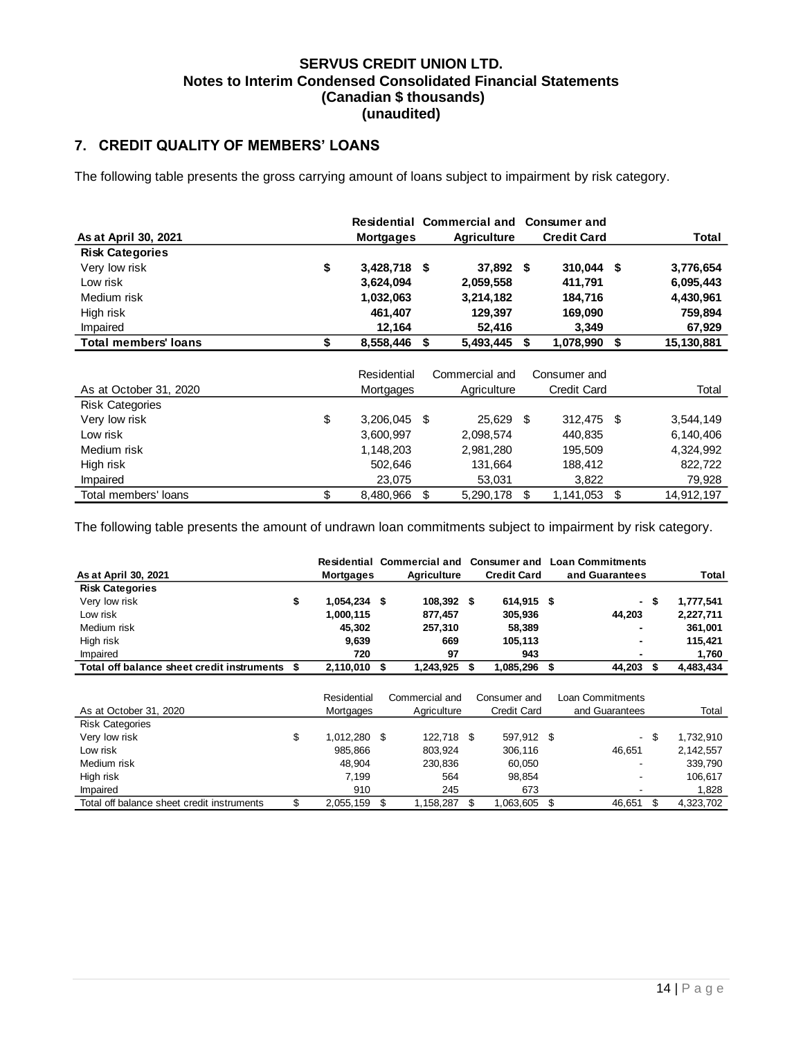**SERVUS CREDIT UNION LTD.**
**Notes to Interim Condensed Consolidated Financial Statements**
**(Canadian $ thousands)**
**(unaudited)**

## 7. CREDIT QUALITY OF MEMBERS' LOANS

The following table presents the gross carrying amount of loans subject to impairment by risk category.

| **As at April 30, 2021** | **Residential Mortgages** | **Commercial and Agriculture** | **Consumer and Credit Card** | **Total** |
|---|---|---|---|---|
| **Risk Categories** | | | | |
| Very low risk | **$ 3,428,718** | **$ 37,892** | **$ 310,044** | **$ 3,776,654** |
| Low risk | **3,624,094** | **2,059,558** | **411,791** | **6,095,443** |
| Medium risk | **1,032,063** | **3,214,182** | **184,716** | **4,430,961** |
| High risk | **461,407** | **129,397** | **169,090** | **759,894** |
| Impaired | **12,164** | **52,416** | **3,349** | **67,929** |
| **Total members' loans** | **$ 8,558,446** | **$ 5,493,445** | **$ 1,078,990** | **$ 15,130,881** |

| As at October 31, 2020 | Residential Mortgages | Commercial and Agriculture | Consumer and Credit Card | Total |
|---|---|---|---|---|
| Risk Categories | | | | |
| Very low risk | $ 3,206,045 | $ 25,629 | $ 312,475 | $ 3,544,149 |
| Low risk | 3,600,997 | 2,098,574 | 440,835 | 6,140,406 |
| Medium risk | 1,148,203 | 2,981,280 | 195,509 | 4,324,992 |
| High risk | 502,646 | 131,664 | 188,412 | 822,722 |
| Impaired | 23,075 | 53,031 | 3,822 | 79,928 |
| Total members' loans | $ 8,480,966 | $ 5,290,178 | $ 1,141,053 | $ 14,912,197 |

The following table presents the amount of undrawn loan commitments subject to impairment by risk category.

| **As at April 30, 2021** | **Residential Mortgages** | **Commercial and Agriculture** | **Consumer and Credit Card** | **Loan Commitments and Guarantees** | **Total** |
|---|---|---|---|---|---|
| **Risk Categories** | | | | | |
| Very low risk | **$ 1,054,234** | **$ 108,392** | **$ 614,915** | **$ -** | **$ 1,777,541** |
| Low risk | **1,000,115** | **877,457** | **305,936** | **44,203** | **2,227,711** |
| Medium risk | **45,302** | **257,310** | **58,389** | **-** | **361,001** |
| High risk | **9,639** | **669** | **105,113** | **-** | **115,421** |
| Impaired | **720** | **97** | **943** | **-** | **1,760** |
| **Total off balance sheet credit instruments** | **$ 2,110,010** | **$ 1,243,925** | **$ 1,085,296** | **$ 44,203** | **$ 4,483,434** |

| As at October 31, 2020 | Residential Mortgages | Commercial and Agriculture | Consumer and Credit Card | Loan Commitments and Guarantees | Total |
|---|---|---|---|---|---|
| Risk Categories | | | | | |
| Very low risk | $ 1,012,280 | $ 122,718 | $ 597,912 | $ - | $ 1,732,910 |
| Low risk | 985,866 | 803,924 | 306,116 | 46,651 | 2,142,557 |
| Medium risk | 48,904 | 230,836 | 60,050 | - | 339,790 |
| High risk | 7,199 | 564 | 98,854 | - | 106,617 |
| Impaired | 910 | 245 | 673 | - | 1,828 |
| Total off balance sheet credit instruments | $ 2,055,159 | $ 1,158,287 | $ 1,063,605 | $ 46,651 | $ 4,323,702 |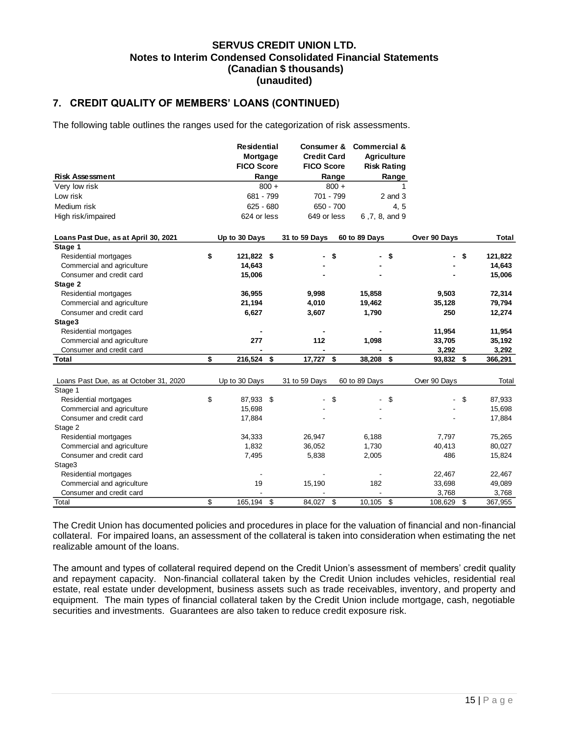# SERVUS CREDIT UNION LTD.
## Notes to Interim Condensed Consolidated Financial Statements
## (Canadian $ thousands)
## (unaudited)

## 7. CREDIT QUALITY OF MEMBERS' LOANS (CONTINUED)

The following table outlines the ranges used for the categorization of risk assessments.

| Risk Assessment | Residential Mortgage FICO Score Range | Consumer & Credit Card FICO Score Range | Commercial & Agriculture Risk Rating Range |
|---|---|---|---|
| Very low risk | 800 + | 800 + | 1 |
| Low risk | 681 - 799 | 701 - 799 | 2 and 3 |
| Medium risk | 625 - 680 | 650 - 700 | 4, 5 |
| High risk/impaired | 624 or less | 649 or less | 6 ,7, 8, and 9 |

| **Loans Past Due, as at April 30, 2021** | **Up to 30 Days** | **31 to 59 Days** | **60 to 89 Days** | **Over 90 Days** | **Total** |
|---|---|---|---|---|---|
| **Stage 1** | | | | | |
| Residential mortgages | **$ 121,822** | **$ -** | **$ -** | **$ -** | **$ 121,822** |
| Commercial and agriculture | **14,643** | **-** | **-** | **-** | **14,643** |
| Consumer and credit card | **15,006** | **-** | **-** | **-** | **15,006** |
| **Stage 2** | | | | | |
| Residential mortgages | **36,955** | **9,998** | **15,858** | **9,503** | **72,314** |
| Commercial and agriculture | **21,194** | **4,010** | **19,462** | **35,128** | **79,794** |
| Consumer and credit card | **6,627** | **3,607** | **1,790** | **250** | **12,274** |
| **Stage3** | | | | | |
| Residential mortgages | **-** | **-** | **-** | **11,954** | **11,954** |
| Commercial and agriculture | **277** | **112** | **1,098** | **33,705** | **35,192** |
| Consumer and credit card | **-** | **-** | **-** | **3,292** | **3,292** |
| **Total** | **$ 216,524** | **$ 17,727** | **$ 38,208** | **$ 93,832** | **$ 366,291** |

| Loans Past Due, as at October 31, 2020 | Up to 30 Days | 31 to 59 Days | 60 to 89 Days | Over 90 Days | Total |
|---|---|---|---|---|---|
| Stage 1 | | | | | |
| Residential mortgages | $ 87,933 | $ - | $ - | $ - | $ 87,933 |
| Commercial and agriculture | 15,698 | - | - | - | 15,698 |
| Consumer and credit card | 17,884 | - | - | - | 17,884 |
| Stage 2 | | | | | |
| Residential mortgages | 34,333 | 26,947 | 6,188 | 7,797 | 75,265 |
| Commercial and agriculture | 1,832 | 36,052 | 1,730 | 40,413 | 80,027 |
| Consumer and credit card | 7,495 | 5,838 | 2,005 | 486 | 15,824 |
| Stage3 | | | | | |
| Residential mortgages | - | - | - | 22,467 | 22,467 |
| Commercial and agriculture | 19 | 15,190 | 182 | 33,698 | 49,089 |
| Consumer and credit card | - | - | - | 3,768 | 3,768 |
| Total | $ 165,194 | $ 84,027 | $ 10,105 | $ 108,629 | $ 367,955 |

The Credit Union has documented policies and procedures in place for the valuation of financial and non-financial collateral. For impaired loans, an assessment of the collateral is taken into consideration when estimating the net realizable amount of the loans.

The amount and types of collateral required depend on the Credit Union's assessment of members' credit quality and repayment capacity. Non-financial collateral taken by the Credit Union includes vehicles, residential real estate, real estate under development, business assets such as trade receivables, inventory, and property and equipment. The main types of financial collateral taken by the Credit Union include mortgage, cash, negotiable securities and investments. Guarantees are also taken to reduce credit exposure risk.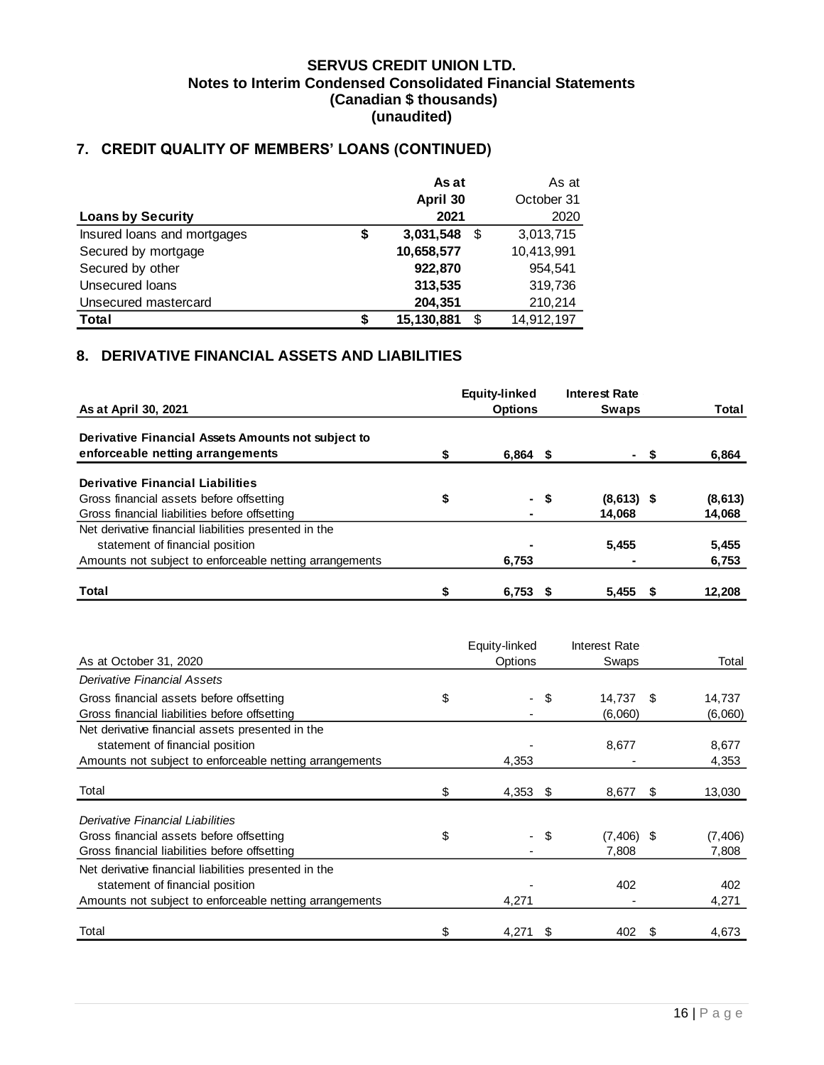**SERVUS CREDIT UNION LTD.**
**Notes to Interim Condensed Consolidated Financial Statements**
**(Canadian $ thousands)**
**(unaudited)**

## 7. CREDIT QUALITY OF MEMBERS' LOANS (CONTINUED)

| Loans by Security | As at April 30 2021 | As at October 31 2020 |
|---|---|---|
| Insured loans and mortgages | $ 3,031,548 | $ 3,013,715 |
| Secured by mortgage | 10,658,577 | 10,413,991 |
| Secured by other | 922,870 | 954,541 |
| Unsecured loans | 313,535 | 319,736 |
| Unsecured mastercard | 204,351 | 210,214 |
| **Total** | **$ 15,130,881** | $ 14,912,197 |

## 8. DERIVATIVE FINANCIAL ASSETS AND LIABILITIES

| As at April 30, 2021 | Equity-linked Options | Interest Rate Swaps | Total |
|---|---|---|---|
| **Derivative Financial Assets Amounts not subject to enforceable netting arrangements** | $ 6,864 | $ - | $ 6,864 |
| **Derivative Financial Liabilities** | | | |
| Gross financial assets before offsetting | $ - | $ (8,613) | $ (8,613) |
| Gross financial liabilities before offsetting | - | 14,068 | 14,068 |
| Net derivative financial liabilities presented in the statement of financial position | - | 5,455 | 5,455 |
| Amounts not subject to enforceable netting arrangements | 6,753 | - | 6,753 |
| **Total** | $ 6,753 | $ 5,455 | $ 12,208 |

| As at October 31, 2020 | Equity-linked Options | Interest Rate Swaps | Total |
|---|---|---|---|
| *Derivative Financial Assets* | | | |
| Gross financial assets before offsetting | $ - | $ 14,737 | $ 14,737 |
| Gross financial liabilities before offsetting | - | (6,060) | (6,060) |
| Net derivative financial assets presented in the statement of financial position | - | 8,677 | 8,677 |
| Amounts not subject to enforceable netting arrangements | 4,353 | - | 4,353 |
| Total | $ 4,353 | $ 8,677 | $ 13,030 |
| *Derivative Financial Liabilities* | | | |
| Gross financial assets before offsetting | $ - | $ (7,406) | $ (7,406) |
| Gross financial liabilities before offsetting | - | 7,808 | 7,808 |
| Net derivative financial liabilities presented in the statement of financial position | - | 402 | 402 |
| Amounts not subject to enforceable netting arrangements | 4,271 | - | 4,271 |
| Total | $ 4,271 | $ 402 | $ 4,673 |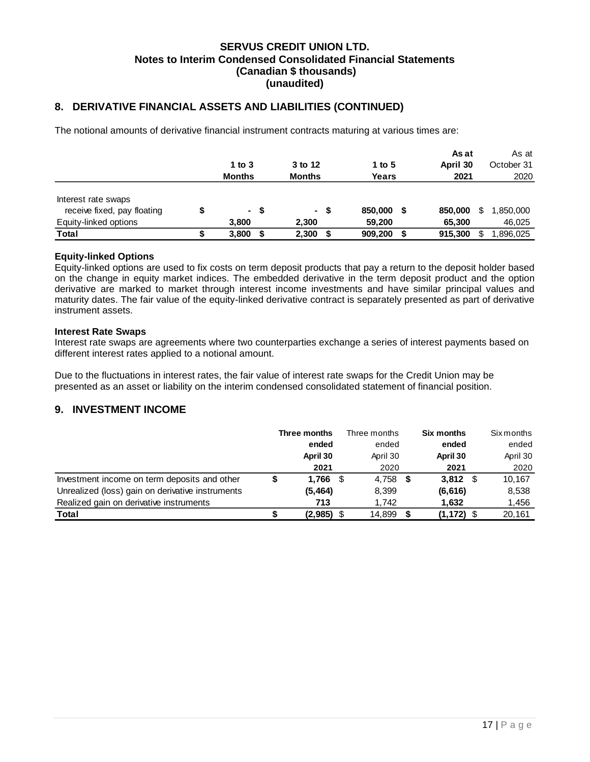**SERVUS CREDIT UNION LTD.**
**Notes to Interim Condensed Consolidated Financial Statements**
**(Canadian $ thousands)**
**(unaudited)**

## 8. DERIVATIVE FINANCIAL ASSETS AND LIABILITIES (CONTINUED)

The notional amounts of derivative financial instrument contracts maturing at various times are:

| | 1 to 3 Months | 3 to 12 Months | 1 to 5 Years | As at April 30 2021 | As at October 31 2020 |
|---|---|---|---|---|---|
| Interest rate swaps | | | | | |
| receive fixed, pay floating | $ - | $ - | $ 850,000 | $ 850,000 | $ 1,850,000 |
| Equity-linked options | 3,800 | 2,300 | 59,200 | 65,300 | 46,025 |
| **Total** | **$ 3,800** | **$ 2,300** | **$ 909,200** | **$ 915,300** | $ 1,896,025 |

**Equity-linked Options**
Equity-linked options are used to fix costs on term deposit products that pay a return to the deposit holder based on the change in equity market indices. The embedded derivative in the term deposit product and the option derivative are marked to market through interest income investments and have similar principal values and maturity dates. The fair value of the equity-linked derivative contract is separately presented as part of derivative instrument assets.

**Interest Rate Swaps**
Interest rate swaps are agreements where two counterparties exchange a series of interest payments based on different interest rates applied to a notional amount.

Due to the fluctuations in interest rates, the fair value of interest rate swaps for the Credit Union may be presented as an asset or liability on the interim condensed consolidated statement of financial position.

## 9. INVESTMENT INCOME

| | Three months ended April 30 2021 | Three months ended April 30 2020 | Six months ended April 30 2021 | Six months ended April 30 2020 |
|---|---|---|---|---|
| Investment income on term deposits and other | **$ 1,766** | $ 4,758 | **$ 3,812** | $ 10,167 |
| Unrealized (loss) gain on derivative instruments | **(5,464)** | 8,399 | **(6,616)** | 8,538 |
| Realized gain on derivative instruments | **713** | 1,742 | **1,632** | 1,456 |
| **Total** | **$ (2,985)** | $ 14,899 | **$ (1,172)** | $ 20,161 |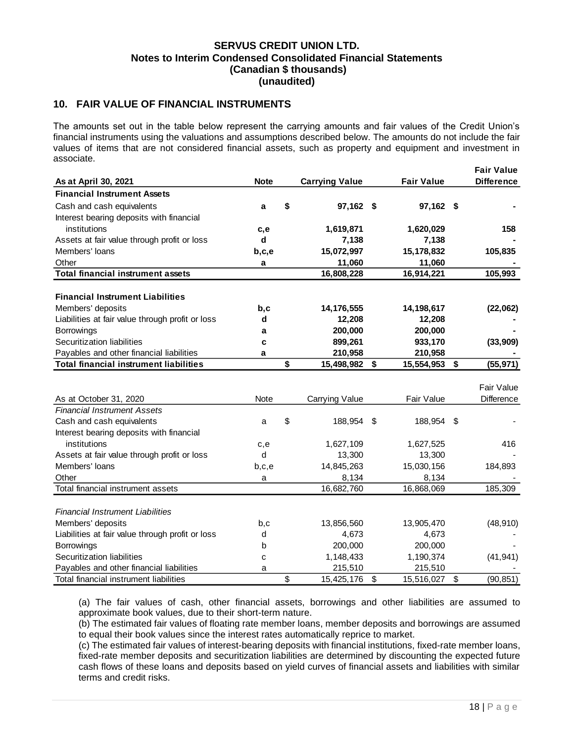SERVUS CREDIT UNION LTD.
Notes to Interim Condensed Consolidated Financial Statements
(Canadian $ thousands)
(unaudited)

## 10. FAIR VALUE OF FINANCIAL INSTRUMENTS

The amounts set out in the table below represent the carrying amounts and fair values of the Credit Union's financial instruments using the valuations and assumptions described below. The amounts do not include the fair values of items that are not considered financial assets, such as property and equipment and investment in associate.

| **As at April 30, 2021** | **Note** | **Carrying Value** | **Fair Value** | **Fair Value Difference** |
|---|---|---|---|---|
| **Financial Instrument Assets** | | | | |
| Cash and cash equivalents | **a** | **$ 97,162** | **$ 97,162** | **$ -** |
| Interest bearing deposits with financial institutions | **c,e** | **1,619,871** | **1,620,029** | **158** |
| Assets at fair value through profit or loss | **d** | **7,138** | **7,138** | **-** |
| Members' loans | **b,c,e** | **15,072,997** | **15,178,832** | **105,835** |
| Other | **a** | **11,060** | **11,060** | **-** |
| **Total financial instrument assets** | | **16,808,228** | **16,914,221** | **105,993** |
| | | | | |
| **Financial Instrument Liabilities** | | | | |
| Members' deposits | **b,c** | **14,176,555** | **14,198,617** | **(22,062)** |
| Liabilities at fair value through profit or loss | **d** | **12,208** | **12,208** | **-** |
| Borrowings | **a** | **200,000** | **200,000** | **-** |
| Securitization liabilities | **c** | **899,261** | **933,170** | **(33,909)** |
| Payables and other financial liabilities | **a** | **210,958** | **210,958** | **-** |
| **Total financial instrument liabilities** | | **$ 15,498,982** | **$ 15,554,953** | **$ (55,971)** |

| As at October 31, 2020 | Note | Carrying Value | Fair Value | Fair Value Difference |
|---|---|---|---|---|
| *Financial Instrument Assets* | | | | |
| Cash and cash equivalents | a | $ 188,954 | $ 188,954 | $ - |
| Interest bearing deposits with financial institutions | c,e | 1,627,109 | 1,627,525 | 416 |
| Assets at fair value through profit or loss | d | 13,300 | 13,300 | - |
| Members' loans | b,c,e | 14,845,263 | 15,030,156 | 184,893 |
| Other | a | 8,134 | 8,134 | - |
| Total financial instrument assets | | 16,682,760 | 16,868,069 | 185,309 |
| | | | | |
| *Financial Instrument Liabilities* | | | | |
| Members' deposits | b,c | 13,856,560 | 13,905,470 | (48,910) |
| Liabilities at fair value through profit or loss | d | 4,673 | 4,673 | - |
| Borrowings | b | 200,000 | 200,000 | - |
| Securitization liabilities | c | 1,148,433 | 1,190,374 | (41,941) |
| Payables and other financial liabilities | a | 215,510 | 215,510 | - |
| Total financial instrument liabilities | | $ 15,425,176 | $ 15,516,027 | $ (90,851) |

(a) The fair values of cash, other financial assets, borrowings and other liabilities are assumed to approximate book values, due to their short-term nature.
(b) The estimated fair values of floating rate member loans, member deposits and borrowings are assumed to equal their book values since the interest rates automatically reprice to market.
(c) The estimated fair values of interest-bearing deposits with financial institutions, fixed-rate member loans, fixed-rate member deposits and securitization liabilities are determined by discounting the expected future cash flows of these loans and deposits based on yield curves of financial assets and liabilities with similar terms and credit risks.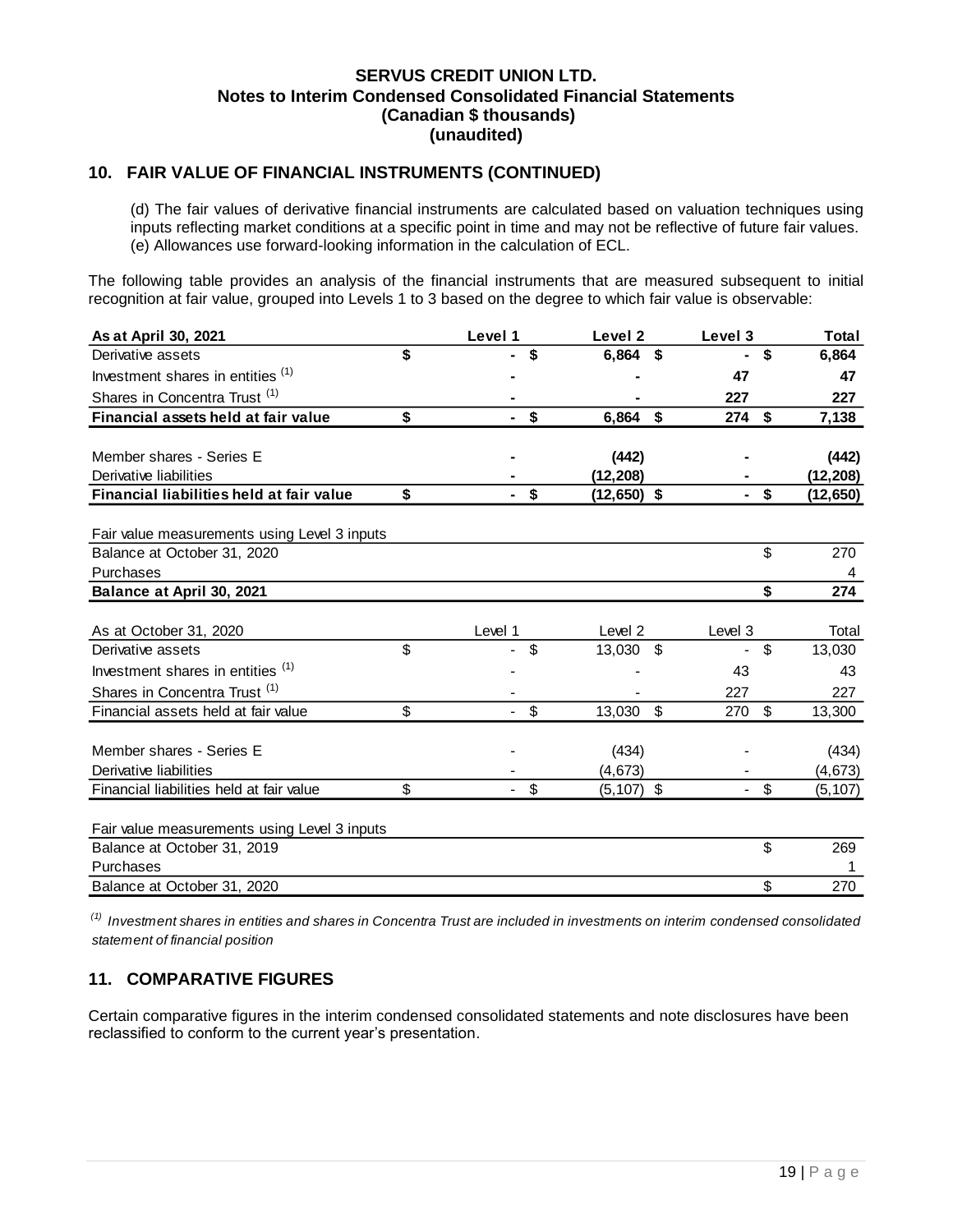**SERVUS CREDIT UNION LTD.**
**Notes to Interim Condensed Consolidated Financial Statements**
**(Canadian $ thousands)**
**(unaudited)**

## 10. FAIR VALUE OF FINANCIAL INSTRUMENTS (CONTINUED)

(d) The fair values of derivative financial instruments are calculated based on valuation techniques using inputs reflecting market conditions at a specific point in time and may not be reflective of future fair values.
(e) Allowances use forward-looking information in the calculation of ECL.

The following table provides an analysis of the financial instruments that are measured subsequent to initial recognition at fair value, grouped into Levels 1 to 3 based on the degree to which fair value is observable:

| **As at April 30, 2021** | **Level 1** | **Level 2** | **Level 3** | **Total** |
|---|---|---|---|---|
| Derivative assets | **$ -** | **$ 6,864** | **$ -** | **$ 6,864** |
| Investment shares in entities [(1)] | **-** | **-** | **47** | **47** |
| Shares in Concentra Trust [(1)] | **-** | **-** | **227** | **227** |
| **Financial assets held at fair value** | **$ -** | **$ 6,864** | **$ 274** | **$ 7,138** |
| | | | | |
| Member shares - Series E | **-** | **(442)** | **-** | **(442)** |
| Derivative liabilities | **-** | **(12,208)** | **-** | **(12,208)** |
| **Financial liabilities held at fair value** | **$ -** | **$ (12,650)** | **$ -** | **$ (12,650)** |

| Fair value measurements using Level 3 inputs | |
|---|---|
| Balance at October 31, 2020 | $ 270 |
| Purchases | 4 |
| **Balance at April 30, 2021** | **$ 274** |

| As at October 31, 2020 | Level 1 | Level 2 | Level 3 | Total |
|---|---|---|---|---|
| Derivative assets | $ - | $ 13,030 | $ - | $ 13,030 |
| Investment shares in entities [(1)] | - | - | 43 | 43 |
| Shares in Concentra Trust [(1)] | - | - | 227 | 227 |
| Financial assets held at fair value | $ - | $ 13,030 | $ 270 | $ 13,300 |
| | | | | |
| Member shares - Series E | - | (434) | - | (434) |
| Derivative liabilities | - | (4,673) | - | (4,673) |
| Financial liabilities held at fair value | $ - | $ (5,107) | $ - | $ (5,107) |

| Fair value measurements using Level 3 inputs | |
|---|---|
| Balance at October 31, 2019 | $ 269 |
| Purchases | 1 |
| Balance at October 31, 2020 | $ 270 |

[(1)] *Investment shares in entities and shares in Concentra Trust are included in investments on interim condensed consolidated statement of financial position*

## 11. COMPARATIVE FIGURES

Certain comparative figures in the interim condensed consolidated statements and note disclosures have been reclassified to conform to the current year's presentation.